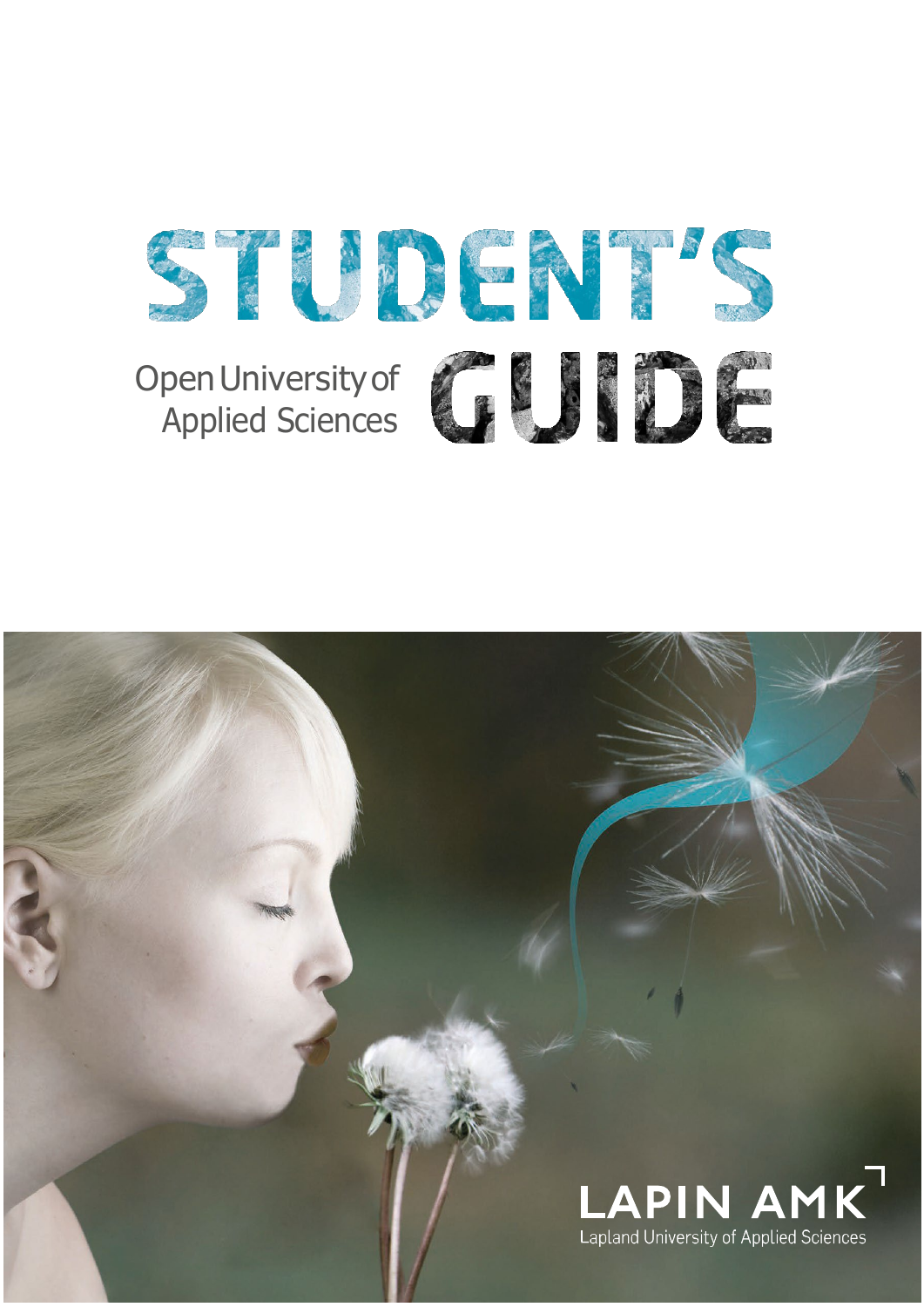# STUDENT'S GUIDE

Open University of Applied Sciences

LAPIN AMK

Lapland University of Applied Sciences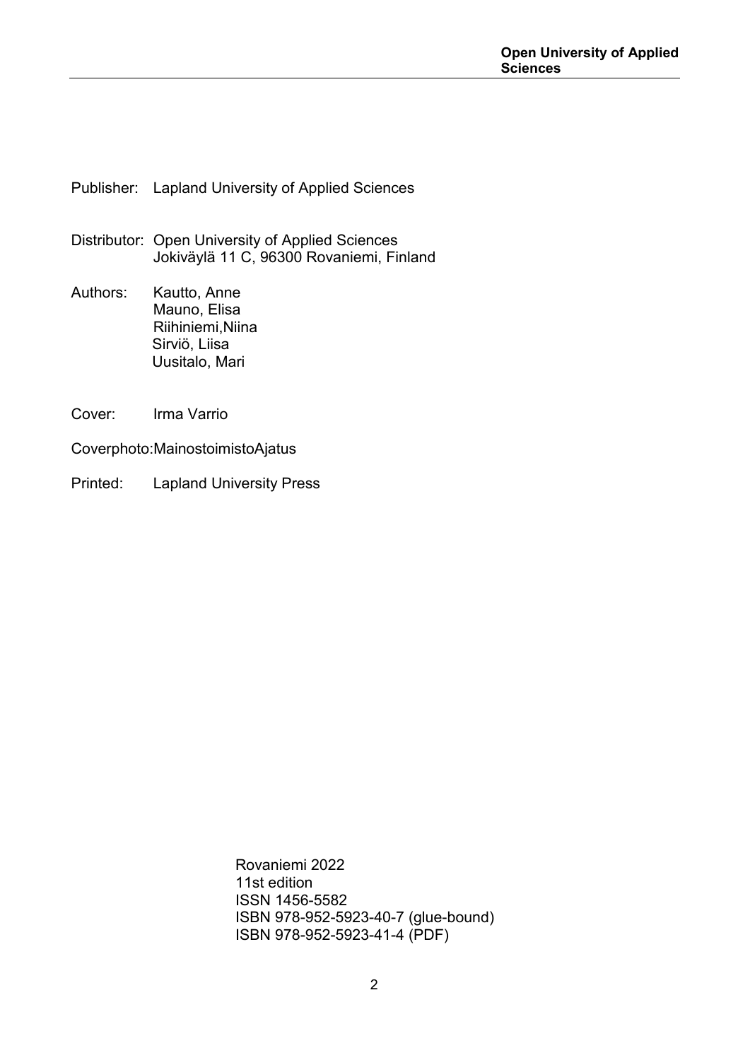Publisher: Lapland University of Applied Sciences

Distributor: Open University of Applied Sciences
Jokiväylä 11 C, 96300 Rovaniemi, Finland

Authors: Kautto, Anne
Mauno, Elisa
Riihiniemi,Niina
Sirviö, Liisa
Uusitalo, Mari

Cover: Irma Varrio

Coverphoto:MainostoimistoAjatus

Printed: Lapland University Press

Rovaniemi 2022
11st edition
ISSN 1456-5582
ISBN 978-952-5923-40-7 (glue-bound)
ISBN 978-952-5923-41-4 (PDF)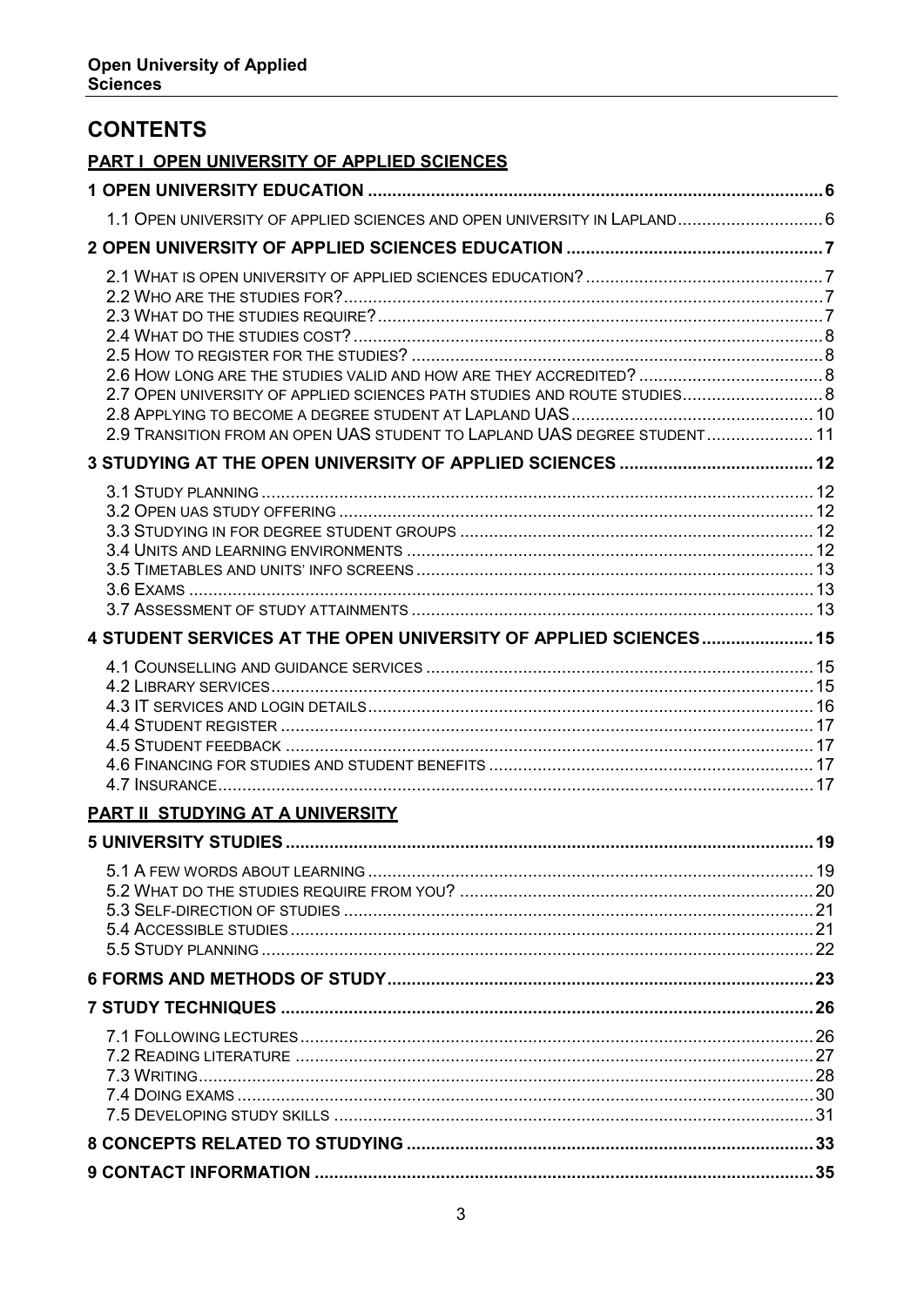# CONTENTS

**PART I OPEN UNIVERSITY OF APPLIED SCIENCES**

**1 OPEN UNIVERSITY EDUCATION .... 6**

1.1 OPEN UNIVERSITY OF APPLIED SCIENCES AND OPEN UNIVERSITY IN LAPLAND .... 6

**2 OPEN UNIVERSITY OF APPLIED SCIENCES EDUCATION .... 7**

2.1 WHAT IS OPEN UNIVERSITY OF APPLIED SCIENCES EDUCATION? .... 7
2.2 WHO ARE THE STUDIES FOR? .... 7
2.3 WHAT DO THE STUDIES REQUIRE? .... 7
2.4 WHAT DO THE STUDIES COST? .... 8
2.5 HOW TO REGISTER FOR THE STUDIES? .... 8
2.6 HOW LONG ARE THE STUDIES VALID AND HOW ARE THEY ACCREDITED? .... 8
2.7 OPEN UNIVERSITY OF APPLIED SCIENCES PATH STUDIES AND ROUTE STUDIES .... 8
2.8 APPLYING TO BECOME A DEGREE STUDENT AT LAPLAND UAS .... 10
2.9 TRANSITION FROM AN OPEN UAS STUDENT TO LAPLAND UAS DEGREE STUDENT .... 11

**3 STUDYING AT THE OPEN UNIVERSITY OF APPLIED SCIENCES .... 12**

3.1 STUDY PLANNING .... 12
3.2 OPEN UAS STUDY OFFERING .... 12
3.3 STUDYING IN FOR DEGREE STUDENT GROUPS .... 12
3.4 UNITS AND LEARNING ENVIRONMENTS .... 12
3.5 TIMETABLES AND UNITS' INFO SCREENS .... 13
3.6 EXAMS .... 13
3.7 ASSESSMENT OF STUDY ATTAINMENTS .... 13

**4 STUDENT SERVICES AT THE OPEN UNIVERSITY OF APPLIED SCIENCES .... 15**

4.1 COUNSELLING AND GUIDANCE SERVICES .... 15
4.2 LIBRARY SERVICES .... 15
4.3 IT SERVICES AND LOGIN DETAILS .... 16
4.4 STUDENT REGISTER .... 17
4.5 STUDENT FEEDBACK .... 17
4.6 FINANCING FOR STUDIES AND STUDENT BENEFITS .... 17
4.7 INSURANCE .... 17

**PART II STUDYING AT A UNIVERSITY**

**5 UNIVERSITY STUDIES .... 19**

5.1 A FEW WORDS ABOUT LEARNING .... 19
5.2 WHAT DO THE STUDIES REQUIRE FROM YOU? .... 20
5.3 SELF-DIRECTION OF STUDIES .... 21
5.4 ACCESSIBLE STUDIES .... 21
5.5 STUDY PLANNING .... 22

**6 FORMS AND METHODS OF STUDY .... 23**

**7 STUDY TECHNIQUES .... 26**

7.1 FOLLOWING LECTURES .... 26
7.2 READING LITERATURE .... 27
7.3 WRITING .... 28
7.4 DOING EXAMS .... 30
7.5 DEVELOPING STUDY SKILLS .... 31

**8 CONCEPTS RELATED TO STUDYING .... 33**

**9 CONTACT INFORMATION .... 35**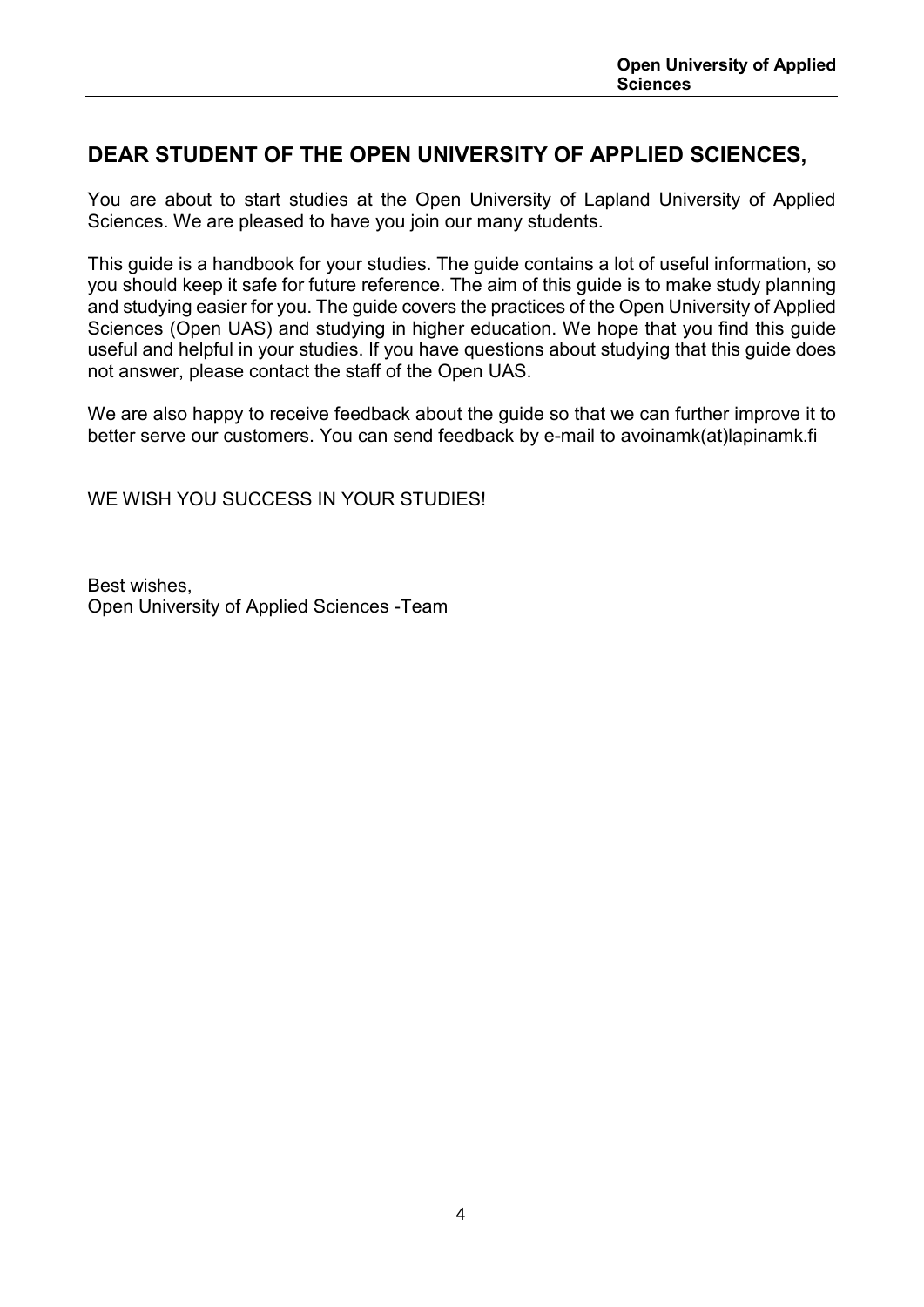## DEAR STUDENT OF THE OPEN UNIVERSITY OF APPLIED SCIENCES,

You are about to start studies at the Open University of Lapland University of Applied Sciences. We are pleased to have you join our many students.

This guide is a handbook for your studies. The guide contains a lot of useful information, so you should keep it safe for future reference. The aim of this guide is to make study planning and studying easier for you. The guide covers the practices of the Open University of Applied Sciences (Open UAS) and studying in higher education. We hope that you find this guide useful and helpful in your studies. If you have questions about studying that this guide does not answer, please contact the staff of the Open UAS.

We are also happy to receive feedback about the guide so that we can further improve it to better serve our customers. You can send feedback by e-mail to avoinamk(at)lapinamk.fi

WE WISH YOU SUCCESS IN YOUR STUDIES!

Best wishes,
Open University of Applied Sciences -Team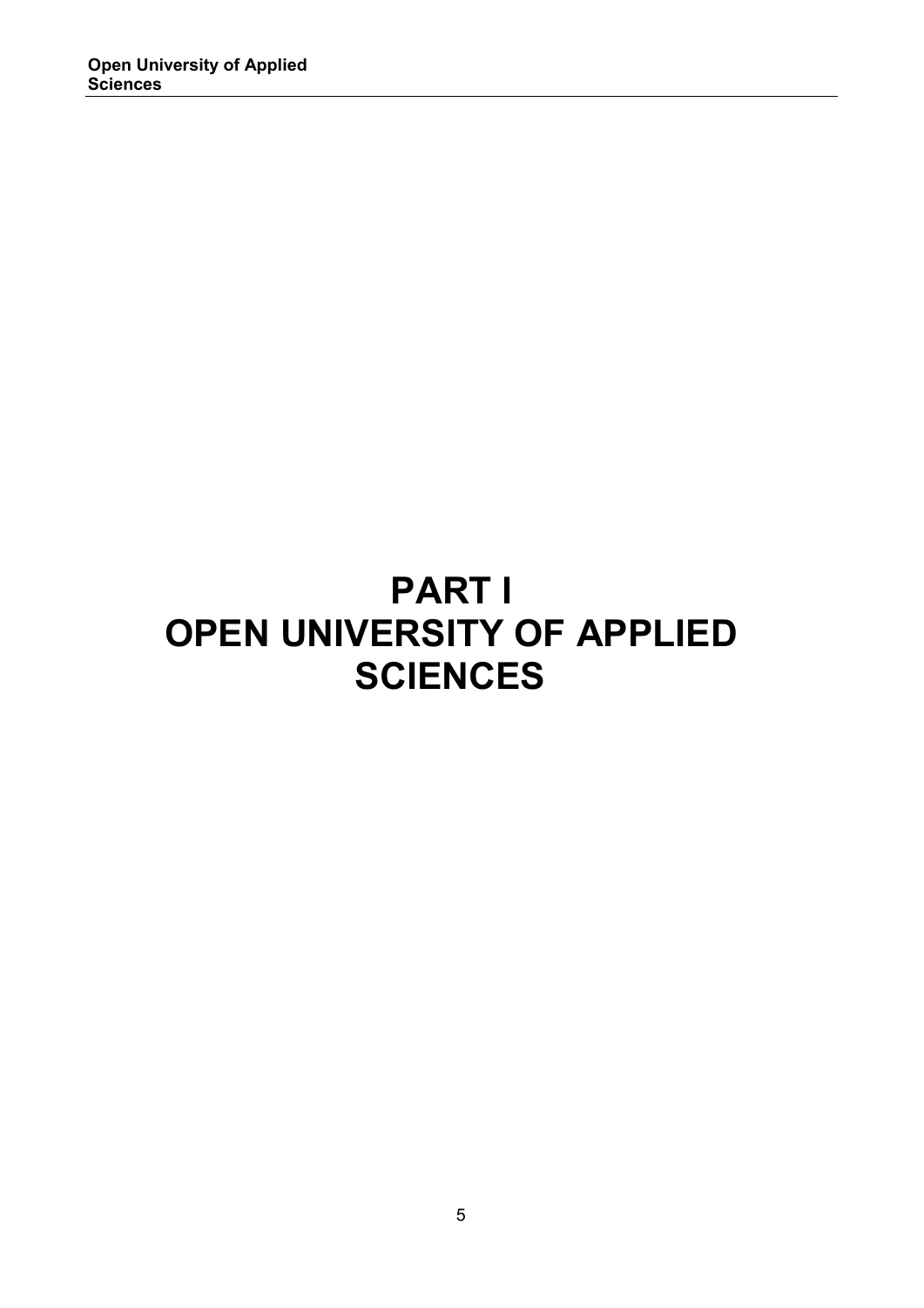# PART I
# OPEN UNIVERSITY OF APPLIED SCIENCES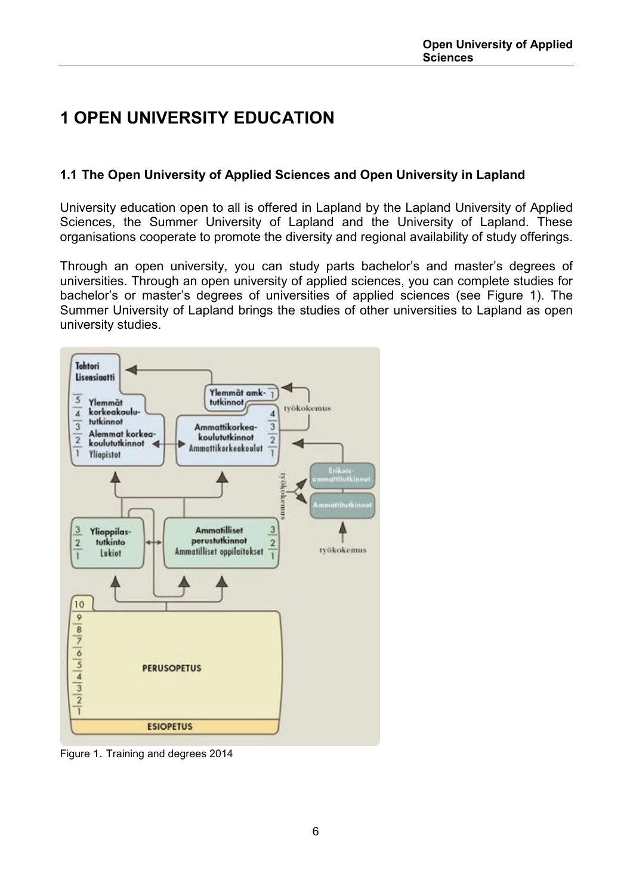# 1 OPEN UNIVERSITY EDUCATION

## 1.1 The Open University of Applied Sciences and Open University in Lapland

University education open to all is offered in Lapland by the Lapland University of Applied Sciences, the Summer University of Lapland and the University of Lapland. These organisations cooperate to promote the diversity and regional availability of study offerings.

Through an open university, you can study parts bachelor's and master's degrees of universities. Through an open university of applied sciences, you can complete studies for bachelor's or master's degrees of universities of applied sciences (see Figure 1). The Summer University of Lapland brings the studies of other universities to Lapland as open university studies.

Figure 1. Training and degrees 2014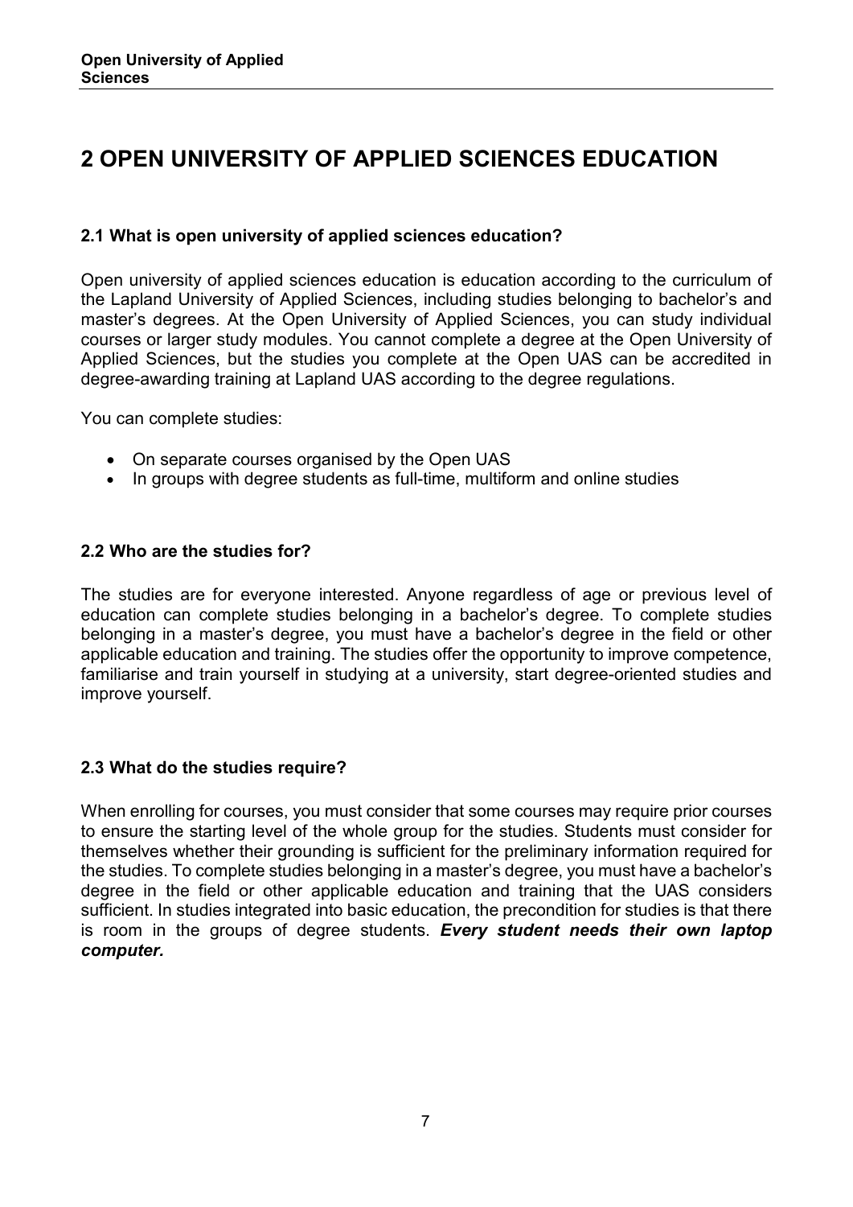# 2 OPEN UNIVERSITY OF APPLIED SCIENCES EDUCATION

### 2.1 What is open university of applied sciences education?

Open university of applied sciences education is education according to the curriculum of the Lapland University of Applied Sciences, including studies belonging to bachelor's and master's degrees. At the Open University of Applied Sciences, you can study individual courses or larger study modules. You cannot complete a degree at the Open University of Applied Sciences, but the studies you complete at the Open UAS can be accredited in degree-awarding training at Lapland UAS according to the degree regulations.

You can complete studies:

- On separate courses organised by the Open UAS
- In groups with degree students as full-time, multiform and online studies

### 2.2 Who are the studies for?

The studies are for everyone interested. Anyone regardless of age or previous level of education can complete studies belonging in a bachelor's degree. To complete studies belonging in a master's degree, you must have a bachelor's degree in the field or other applicable education and training. The studies offer the opportunity to improve competence, familiarise and train yourself in studying at a university, start degree-oriented studies and improve yourself.

### 2.3 What do the studies require?

When enrolling for courses, you must consider that some courses may require prior courses to ensure the starting level of the whole group for the studies. Students must consider for themselves whether their grounding is sufficient for the preliminary information required for the studies. To complete studies belonging in a master's degree, you must have a bachelor's degree in the field or other applicable education and training that the UAS considers sufficient. In studies integrated into basic education, the precondition for studies is that there is room in the groups of degree students. ***Every student needs their own laptop computer.***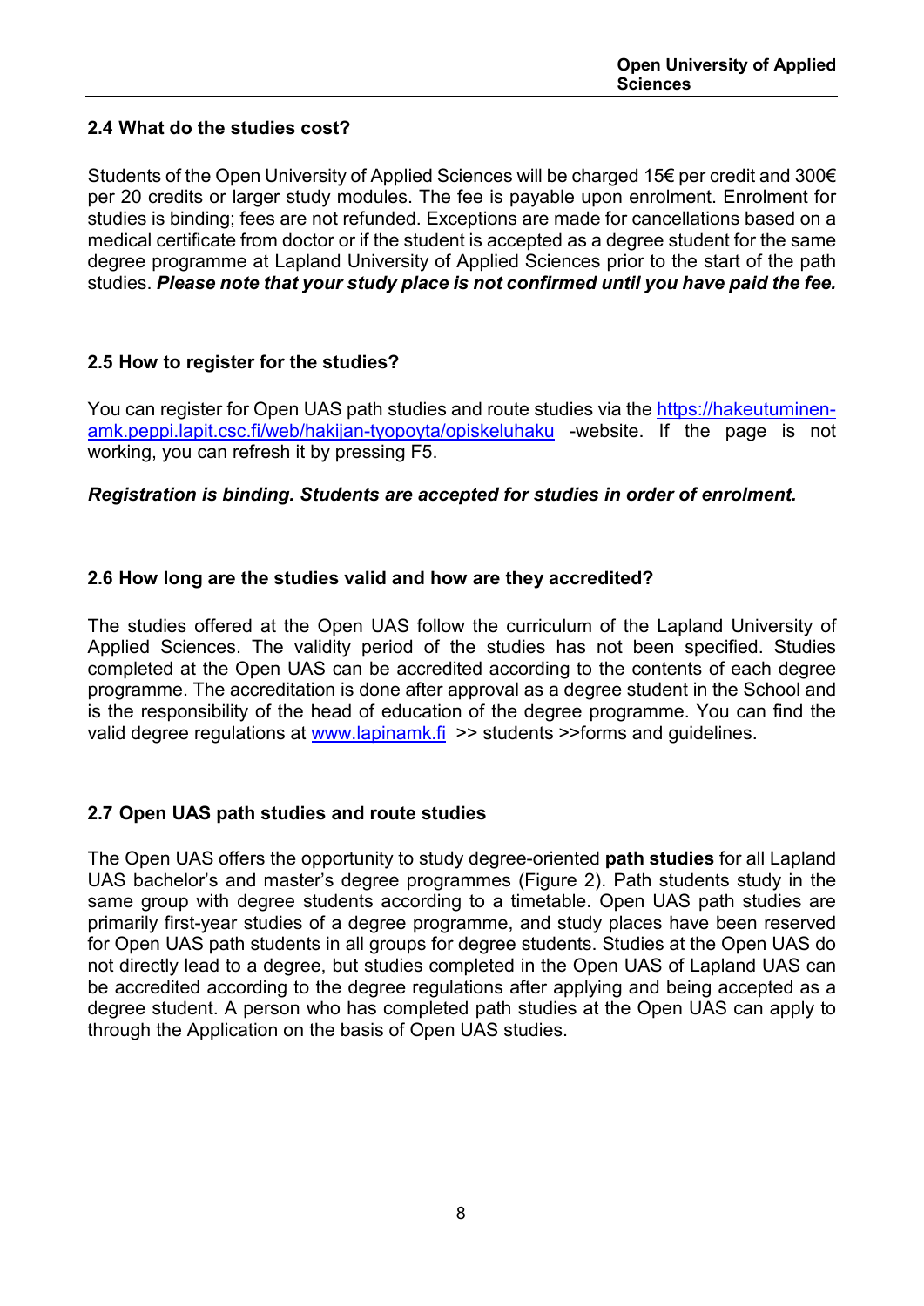## 2.4 What do the studies cost?

Students of the Open University of Applied Sciences will be charged 15€ per credit and 300€ per 20 credits or larger study modules. The fee is payable upon enrolment. Enrolment for studies is binding; fees are not refunded. Exceptions are made for cancellations based on a medical certificate from doctor or if the student is accepted as a degree student for the same degree programme at Lapland University of Applied Sciences prior to the start of the path studies. ***Please note that your study place is not confirmed until you have paid the fee.***

## 2.5 How to register for the studies?

You can register for Open UAS path studies and route studies via the [https://hakeutuminen-amk.peppi.lapit.csc.fi/web/hakijan-tyopoyta/opiskeluhaku](https://hakeutuminen-amk.peppi.lapit.csc.fi/web/hakijan-tyopoyta/opiskeluhaku) -website. If the page is not working, you can refresh it by pressing F5.

***Registration is binding. Students are accepted for studies in order of enrolment.***

## 2.6 How long are the studies valid and how are they accredited?

The studies offered at the Open UAS follow the curriculum of the Lapland University of Applied Sciences. The validity period of the studies has not been specified. Studies completed at the Open UAS can be accredited according to the contents of each degree programme. The accreditation is done after approval as a degree student in the School and is the responsibility of the head of education of the degree programme. You can find the valid degree regulations at [www.lapinamk.fi](http://www.lapinamk.fi) >> students >>forms and guidelines.

## 2.7 Open UAS path studies and route studies

The Open UAS offers the opportunity to study degree-oriented **path studies** for all Lapland UAS bachelor's and master's degree programmes (Figure 2). Path students study in the same group with degree students according to a timetable. Open UAS path studies are primarily first-year studies of a degree programme, and study places have been reserved for Open UAS path students in all groups for degree students. Studies at the Open UAS do not directly lead to a degree, but studies completed in the Open UAS of Lapland UAS can be accredited according to the degree regulations after applying and being accepted as a degree student. A person who has completed path studies at the Open UAS can apply to through the Application on the basis of Open UAS studies.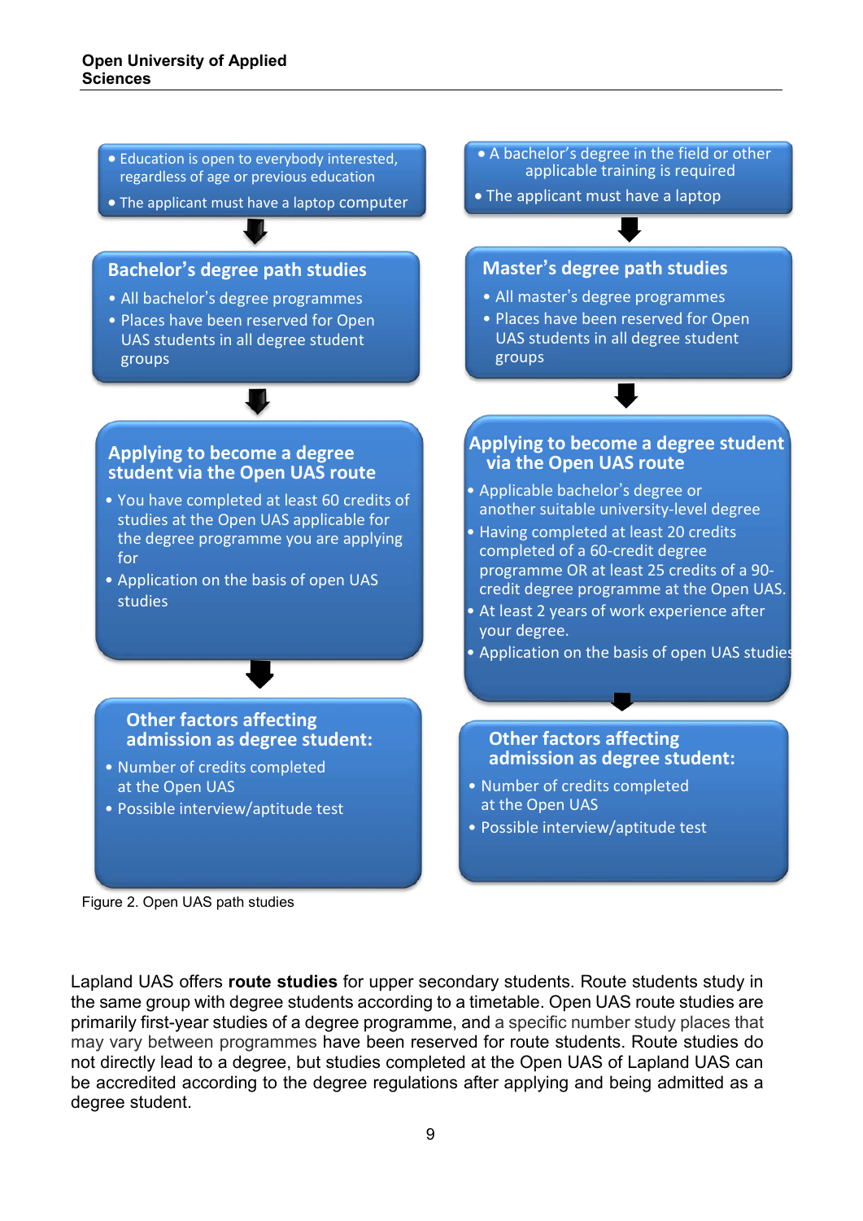**Bachelor's path (left column):**

- Education is open to everybody interested, regardless of age or previous education
- The applicant must have a laptop computer

↓

**Bachelor's degree path studies**

- All bachelor's degree programmes
- Places have been reserved for Open UAS students in all degree student groups

↓

**Applying to become a degree student via the Open UAS route**

- You have completed at least 60 credits of studies at the Open UAS applicable for the degree programme you are applying for
- Application on the basis of open UAS studies

↓

**Other factors affecting admission as degree student:**

- Number of credits completed at the Open UAS
- Possible interview/aptitude test

**Master's path (right column):**

- A bachelor's degree in the field or other applicable training is required
- The applicant must have a laptop

↓

**Master's degree path studies**

- All master's degree programmes
- Places have been reserved for Open UAS students in all degree student groups

↓

**Applying to become a degree student via the Open UAS route**

- Applicable bachelor's degree or another suitable university-level degree
- Having completed at least 20 credits completed of a 60-credit degree programme OR at least 25 credits of a 90-credit degree programme at the Open UAS.
- At least 2 years of work experience after your degree.
- Application on the basis of open UAS studies

↓

**Other factors affecting admission as degree student:**

- Number of credits completed at the Open UAS
- Possible interview/aptitude test

Figure 2. Open UAS path studies

Lapland UAS offers **route studies** for upper secondary students. Route students study in the same group with degree students according to a timetable. Open UAS route studies are primarily first-year studies of a degree programme, and a specific number study places that may vary between programmes have been reserved for route students. Route studies do not directly lead to a degree, but studies completed at the Open UAS of Lapland UAS can be accredited according to the degree regulations after applying and being admitted as a degree student.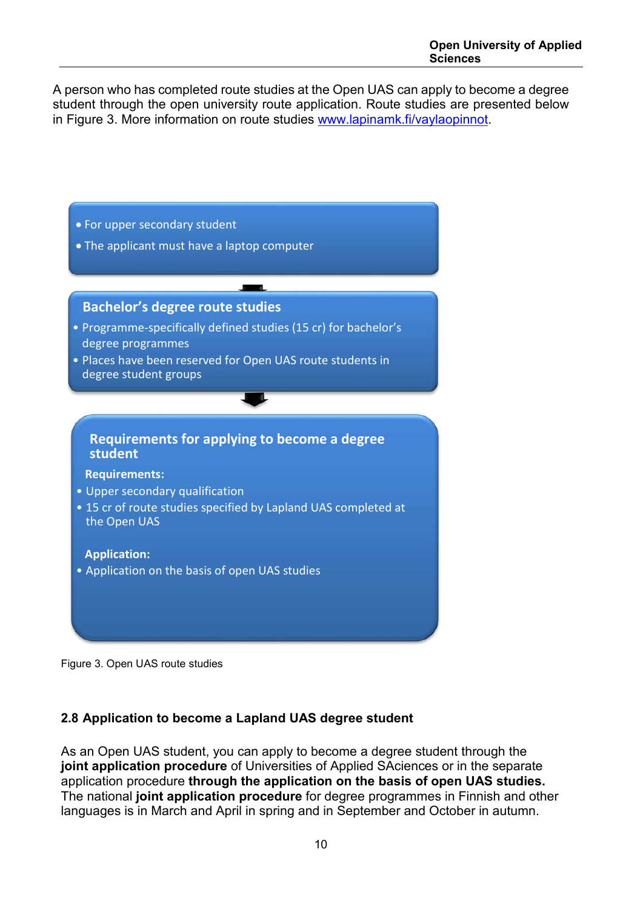A person who has completed route studies at the Open UAS can apply to become a degree student through the open university route application. Route studies are presented below in Figure 3. More information on route studies [www.lapinamk.fi/vaylaopinnot](www.lapinamk.fi/vaylaopinnot).

- For upper secondary student
- The applicant must have a laptop computer

**Bachelor's degree route studies**

- Programme-specifically defined studies (15 cr) for bachelor's degree programmes
- Places have been reserved for Open UAS route students in degree student groups

**Requirements for applying to become a degree student**

**Requirements:**

- Upper secondary qualification
- 15 cr of route studies specified by Lapland UAS completed at the Open UAS

**Application:**

- Application on the basis of open UAS studies

Figure 3. Open UAS route studies

### 2.8 Application to become a Lapland UAS degree student

As an Open UAS student, you can apply to become a degree student through the **joint application procedure** of Universities of Applied SAciences or in the separate application procedure **through the application on the basis of open UAS studies.** The national **joint application procedure** for degree programmes in Finnish and other languages is in March and April in spring and in September and October in autumn.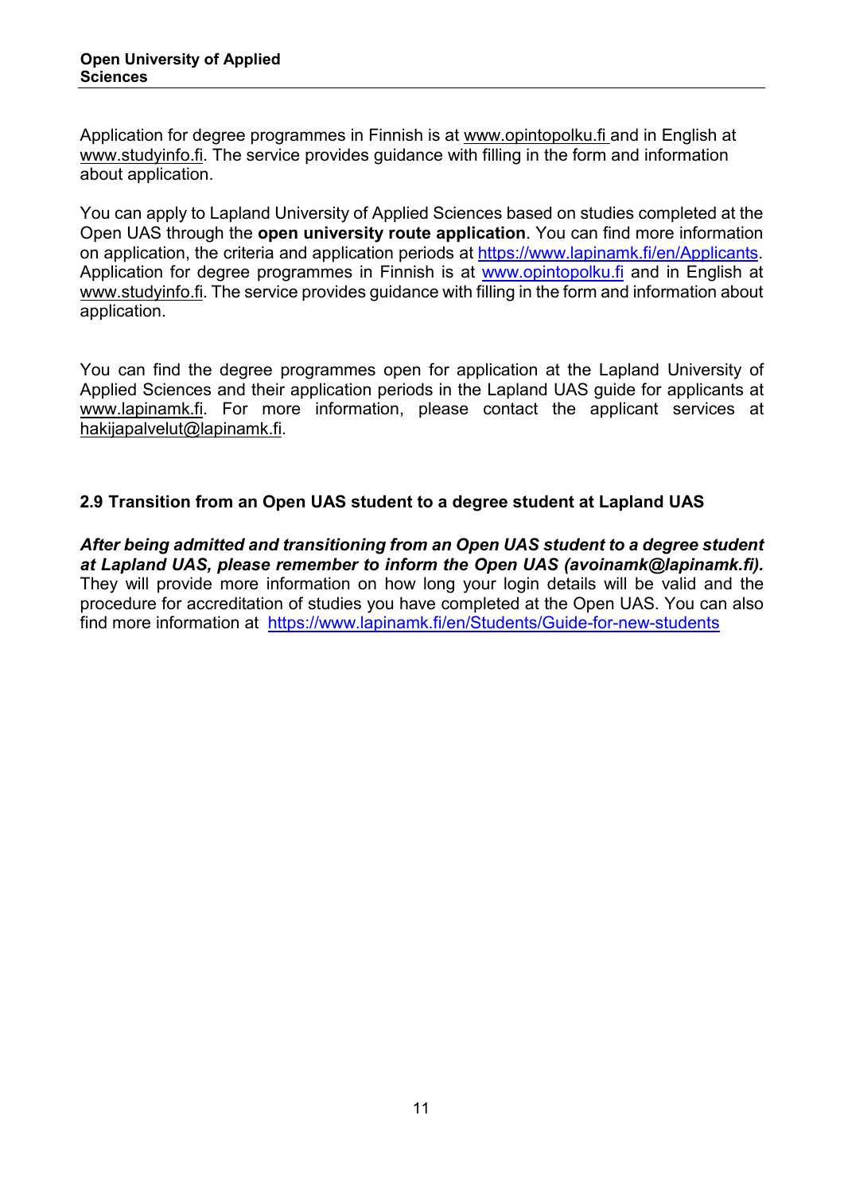Application for degree programmes in Finnish is at www.opintopolku.fi and in English at www.studyinfo.fi. The service provides guidance with filling in the form and information about application.

You can apply to Lapland University of Applied Sciences based on studies completed at the Open UAS through the **open university route application**. You can find more information on application, the criteria and application periods at https://www.lapinamk.fi/en/Applicants. Application for degree programmes in Finnish is at www.opintopolku.fi and in English at www.studyinfo.fi. The service provides guidance with filling in the form and information about application.

You can find the degree programmes open for application at the Lapland University of Applied Sciences and their application periods in the Lapland UAS guide for applicants at www.lapinamk.fi. For more information, please contact the applicant services at hakijapalvelut@lapinamk.fi.

### 2.9 Transition from an Open UAS student to a degree student at Lapland UAS

***After being admitted and transitioning from an Open UAS student to a degree student at Lapland UAS, please remember to inform the Open UAS (avoinamk@lapinamk.fi).*** They will provide more information on how long your login details will be valid and the procedure for accreditation of studies you have completed at the Open UAS. You can also find more information at https://www.lapinamk.fi/en/Students/Guide-for-new-students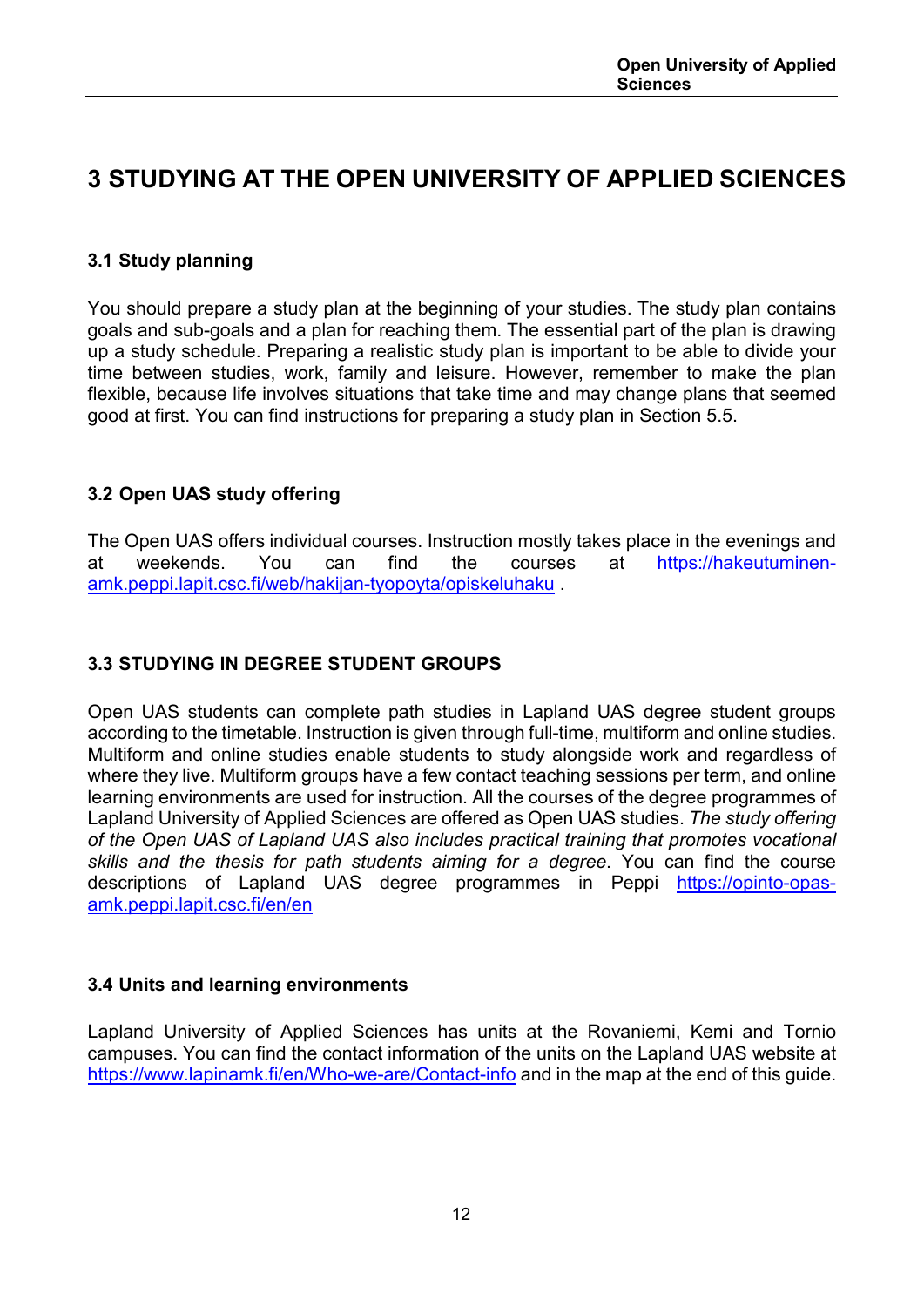# 3 STUDYING AT THE OPEN UNIVERSITY OF APPLIED SCIENCES

## 3.1 Study planning

You should prepare a study plan at the beginning of your studies. The study plan contains goals and sub-goals and a plan for reaching them. The essential part of the plan is drawing up a study schedule. Preparing a realistic study plan is important to be able to divide your time between studies, work, family and leisure. However, remember to make the plan flexible, because life involves situations that take time and may change plans that seemed good at first. You can find instructions for preparing a study plan in Section 5.5.

## 3.2 Open UAS study offering

The Open UAS offers individual courses. Instruction mostly takes place in the evenings and at weekends. You can find the courses at https://hakeutuminen-amk.peppi.lapit.csc.fi/web/hakijan-tyopoyta/opiskeluhaku .

## 3.3 STUDYING IN DEGREE STUDENT GROUPS

Open UAS students can complete path studies in Lapland UAS degree student groups according to the timetable. Instruction is given through full-time, multiform and online studies. Multiform and online studies enable students to study alongside work and regardless of where they live. Multiform groups have a few contact teaching sessions per term, and online learning environments are used for instruction. All the courses of the degree programmes of Lapland University of Applied Sciences are offered as Open UAS studies. *The study offering of the Open UAS of Lapland UAS also includes practical training that promotes vocational skills and the thesis for path students aiming for a degree*. You can find the course descriptions of Lapland UAS degree programmes in Peppi https://opinto-opas-amk.peppi.lapit.csc.fi/en/en

## 3.4 Units and learning environments

Lapland University of Applied Sciences has units at the Rovaniemi, Kemi and Tornio campuses. You can find the contact information of the units on the Lapland UAS website at https://www.lapinamk.fi/en/Who-we-are/Contact-info and in the map at the end of this guide.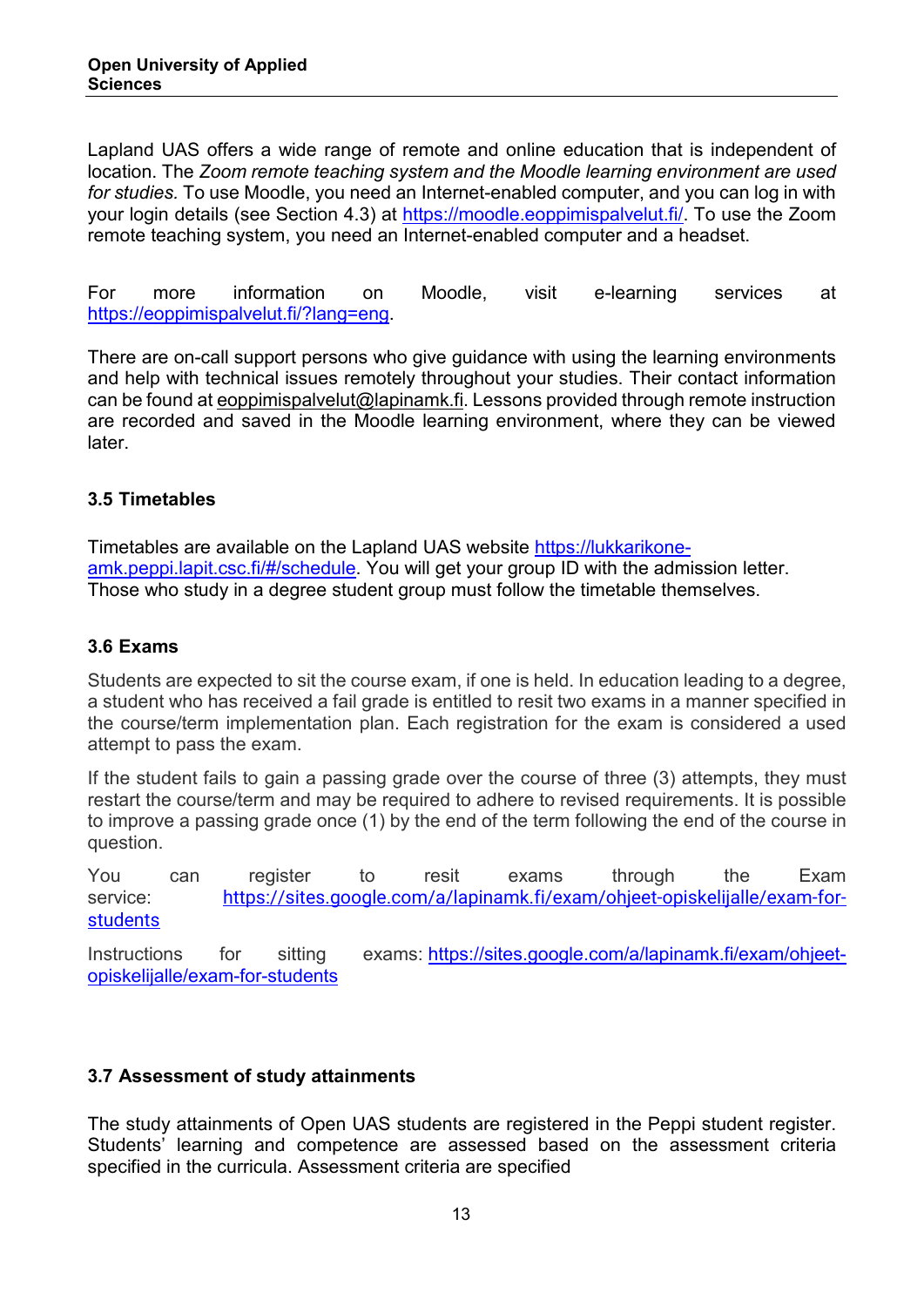Lapland UAS offers a wide range of remote and online education that is independent of location. The *Zoom remote teaching system and the Moodle learning environment are used for studies.* To use Moodle, you need an Internet-enabled computer, and you can log in with your login details (see Section 4.3) at https://moodle.eoppimispalvelut.fi/. To use the Zoom remote teaching system, you need an Internet-enabled computer and a headset.

For more information on Moodle, visit e-learning services at https://eoppimispalvelut.fi/?lang=eng.

There are on-call support persons who give guidance with using the learning environments and help with technical issues remotely throughout your studies. Their contact information can be found at eoppimispalvelut@lapinamk.fi. Lessons provided through remote instruction are recorded and saved in the Moodle learning environment, where they can be viewed later.

### 3.5 Timetables

Timetables are available on the Lapland UAS website https://lukkarikone-amk.peppi.lapit.csc.fi/#/schedule. You will get your group ID with the admission letter. Those who study in a degree student group must follow the timetable themselves.

### 3.6 Exams

Students are expected to sit the course exam, if one is held. In education leading to a degree, a student who has received a fail grade is entitled to resit two exams in a manner specified in the course/term implementation plan. Each registration for the exam is considered a used attempt to pass the exam.

If the student fails to gain a passing grade over the course of three (3) attempts, they must restart the course/term and may be required to adhere to revised requirements. It is possible to improve a passing grade once (1) by the end of the term following the end of the course in question.

You can register to resit exams through the Exam service: https://sites.google.com/a/lapinamk.fi/exam/ohjeet-opiskelijalle/exam-for-students

Instructions for sitting exams: https://sites.google.com/a/lapinamk.fi/exam/ohjeet-opiskelijalle/exam-for-students

### 3.7 Assessment of study attainments

The study attainments of Open UAS students are registered in the Peppi student register. Students' learning and competence are assessed based on the assessment criteria specified in the curricula. Assessment criteria are specified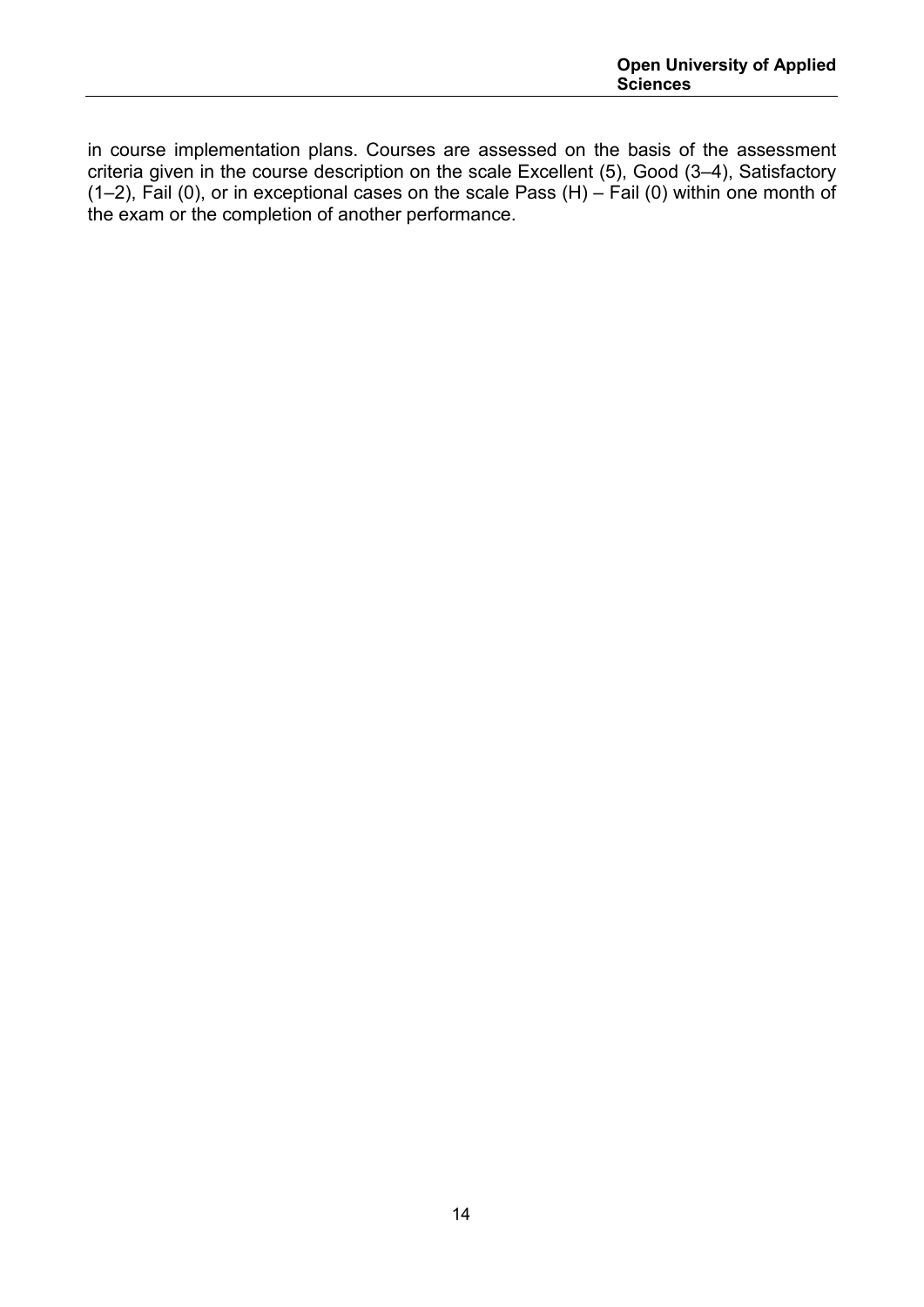in course implementation plans. Courses are assessed on the basis of the assessment criteria given in the course description on the scale Excellent (5), Good (3–4), Satisfactory (1–2), Fail (0), or in exceptional cases on the scale Pass (H) – Fail (0) within one month of the exam or the completion of another performance.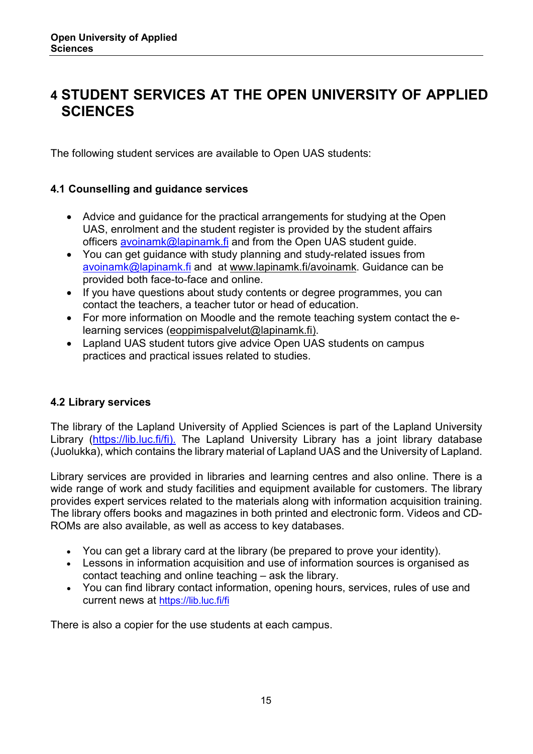# 4 STUDENT SERVICES AT THE OPEN UNIVERSITY OF APPLIED SCIENCES

The following student services are available to Open UAS students:

### 4.1 Counselling and guidance services

- Advice and guidance for the practical arrangements for studying at the Open UAS, enrolment and the student register is provided by the student affairs officers avoinamk@lapinamk.fi and from the Open UAS student guide.
- You can get guidance with study planning and study-related issues from avoinamk@lapinamk.fi and at www.lapinamk.fi/avoinamk. Guidance can be provided both face-to-face and online.
- If you have questions about study contents or degree programmes, you can contact the teachers, a teacher tutor or head of education.
- For more information on Moodle and the remote teaching system contact the e-learning services (eoppimispalvelut@lapinamk.fi).
- Lapland UAS student tutors give advice Open UAS students on campus practices and practical issues related to studies.

### 4.2 Library services

The library of the Lapland University of Applied Sciences is part of the Lapland University Library (https://lib.luc.fi/fi). The Lapland University Library has a joint library database (Juolukka), which contains the library material of Lapland UAS and the University of Lapland.

Library services are provided in libraries and learning centres and also online. There is a wide range of work and study facilities and equipment available for customers. The library provides expert services related to the materials along with information acquisition training. The library offers books and magazines in both printed and electronic form. Videos and CD-ROMs are also available, as well as access to key databases.

- You can get a library card at the library (be prepared to prove your identity).
- Lessons in information acquisition and use of information sources is organised as contact teaching and online teaching – ask the library.
- You can find library contact information, opening hours, services, rules of use and current news at https://lib.luc.fi/fi

There is also a copier for the use students at each campus.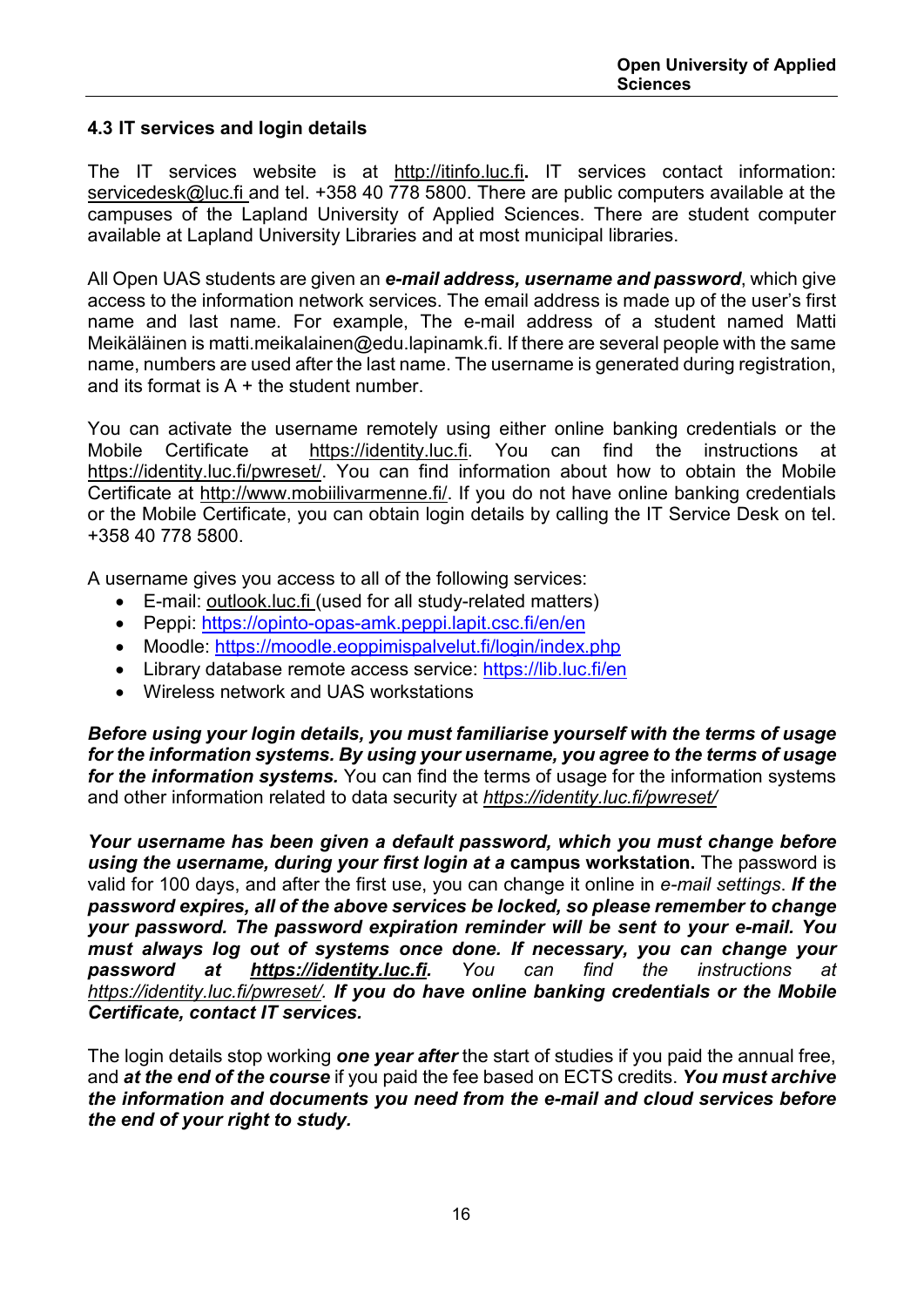### 4.3 IT services and login details

The IT services website is at http://itinfo.luc.fi**.** IT services contact information: servicedesk@luc.fi and tel. +358 40 778 5800. There are public computers available at the campuses of the Lapland University of Applied Sciences. There are student computer available at Lapland University Libraries and at most municipal libraries.

All Open UAS students are given an ***e-mail address, username and password***, which give access to the information network services. The email address is made up of the user's first name and last name. For example, The e-mail address of a student named Matti Meikäläinen is matti.meikalainen@edu.lapinamk.fi. If there are several people with the same name, numbers are used after the last name. The username is generated during registration, and its format is A + the student number.

You can activate the username remotely using either online banking credentials or the Mobile Certificate at https://identity.luc.fi. You can find the instructions at https://identity.luc.fi/pwreset/. You can find information about how to obtain the Mobile Certificate at http://www.mobiilivarmenne.fi/. If you do not have online banking credentials or the Mobile Certificate, you can obtain login details by calling the IT Service Desk on tel. +358 40 778 5800.

A username gives you access to all of the following services:

- E-mail: outlook.luc.fi (used for all study-related matters)
- Peppi: https://opinto-opas-amk.peppi.lapit.csc.fi/en/en
- Moodle: https://moodle.eoppimispalvelut.fi/login/index.php
- Library database remote access service: https://lib.luc.fi/en
- Wireless network and UAS workstations

***Before using your login details, you must familiarise yourself with the terms of usage for the information systems. By using your username, you agree to the terms of usage for the information systems.*** You can find the terms of usage for the information systems and other information related to data security at *https://identity.luc.fi/pwreset/*

***Your username has been given a default password, which you must change before using the username, during your first login at a*** **campus workstation.** The password is valid for 100 days, and after the first use, you can change it online in *e-mail settings*. ***If the password expires, all of the above services be locked, so please remember to change your password. The password expiration reminder will be sent to your e-mail. You must always log out of systems once done. If necessary, you can change your password at https://identity.luc.fi.*** *You can find the instructions at https://identity.luc.fi/pwreset/.* ***If you do have online banking credentials or the Mobile Certificate, contact IT services.***

The login details stop working ***one year after*** the start of studies if you paid the annual free, and ***at the end of the course*** if you paid the fee based on ECTS credits. ***You must archive the information and documents you need from the e-mail and cloud services before the end of your right to study.***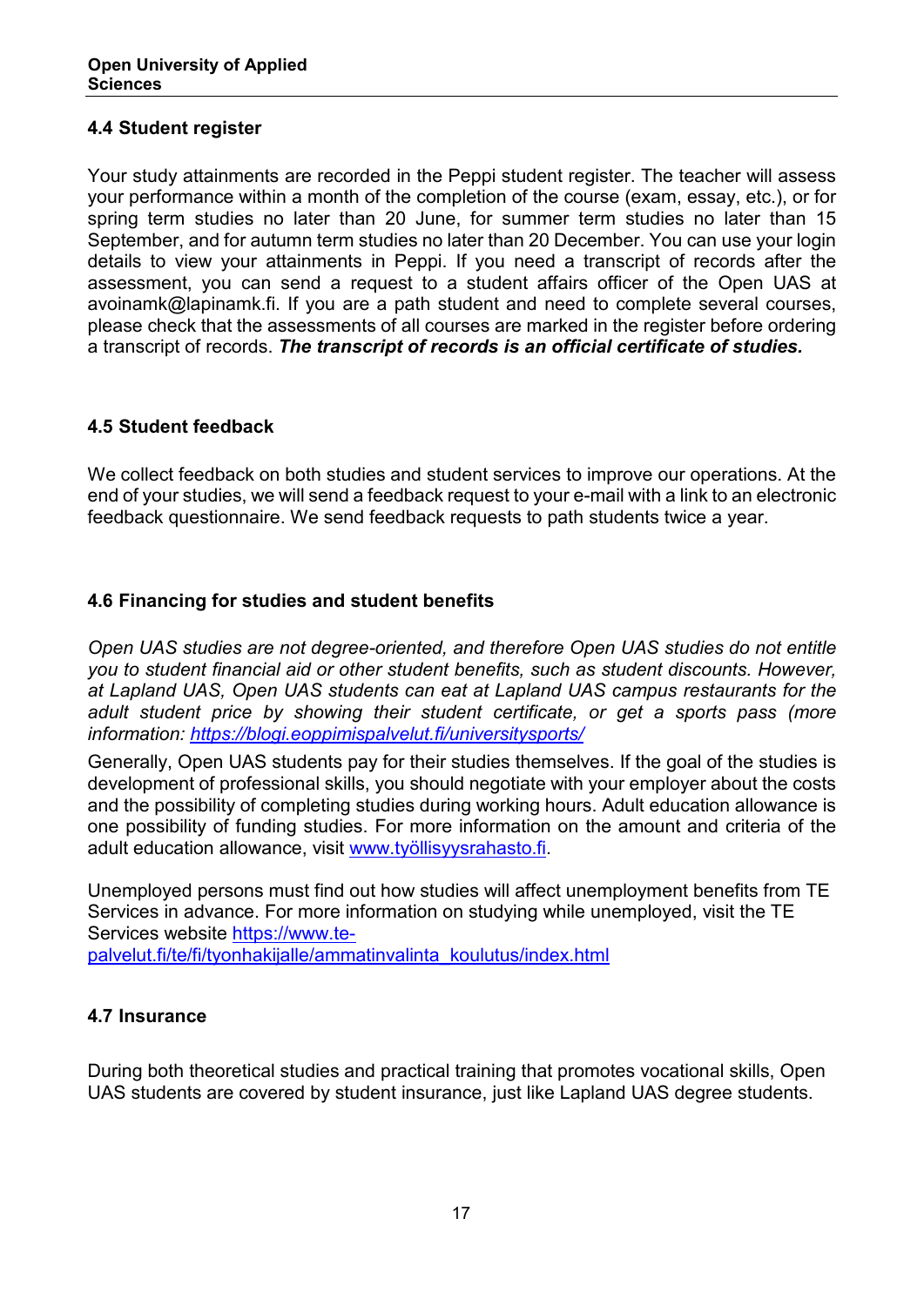### 4.4 Student register

Your study attainments are recorded in the Peppi student register. The teacher will assess your performance within a month of the completion of the course (exam, essay, etc.), or for spring term studies no later than 20 June, for summer term studies no later than 15 September, and for autumn term studies no later than 20 December. You can use your login details to view your attainments in Peppi. If you need a transcript of records after the assessment, you can send a request to a student affairs officer of the Open UAS at avoinamk@lapinamk.fi. If you are a path student and need to complete several courses, please check that the assessments of all courses are marked in the register before ordering a transcript of records. ***The transcript of records is an official certificate of studies.***

### 4.5 Student feedback

We collect feedback on both studies and student services to improve our operations. At the end of your studies, we will send a feedback request to your e-mail with a link to an electronic feedback questionnaire. We send feedback requests to path students twice a year.

### 4.6 Financing for studies and student benefits

*Open UAS studies are not degree-oriented, and therefore Open UAS studies do not entitle you to student financial aid or other student benefits, such as student discounts. However, at Lapland UAS, Open UAS students can eat at Lapland UAS campus restaurants for the adult student price by showing their student certificate, or get a sports pass (more information: [https://blogi.eoppimispalvelut.fi/universitysports/](https://blogi.eoppimispalvelut.fi/universitysports/)*

Generally, Open UAS students pay for their studies themselves. If the goal of the studies is development of professional skills, you should negotiate with your employer about the costs and the possibility of completing studies during working hours. Adult education allowance is one possibility of funding studies. For more information on the amount and criteria of the adult education allowance, visit [www.työllisyysrahasto.fi](www.työllisyysrahasto.fi).

Unemployed persons must find out how studies will affect unemployment benefits from TE Services in advance. For more information on studying while unemployed, visit the TE Services website [https://www.te-palvelut.fi/te/fi/tyonhakijalle/ammatinvalinta_koulutus/index.html](https://www.te-palvelut.fi/te/fi/tyonhakijalle/ammatinvalinta_koulutus/index.html)

### 4.7 Insurance

During both theoretical studies and practical training that promotes vocational skills, Open UAS students are covered by student insurance, just like Lapland UAS degree students.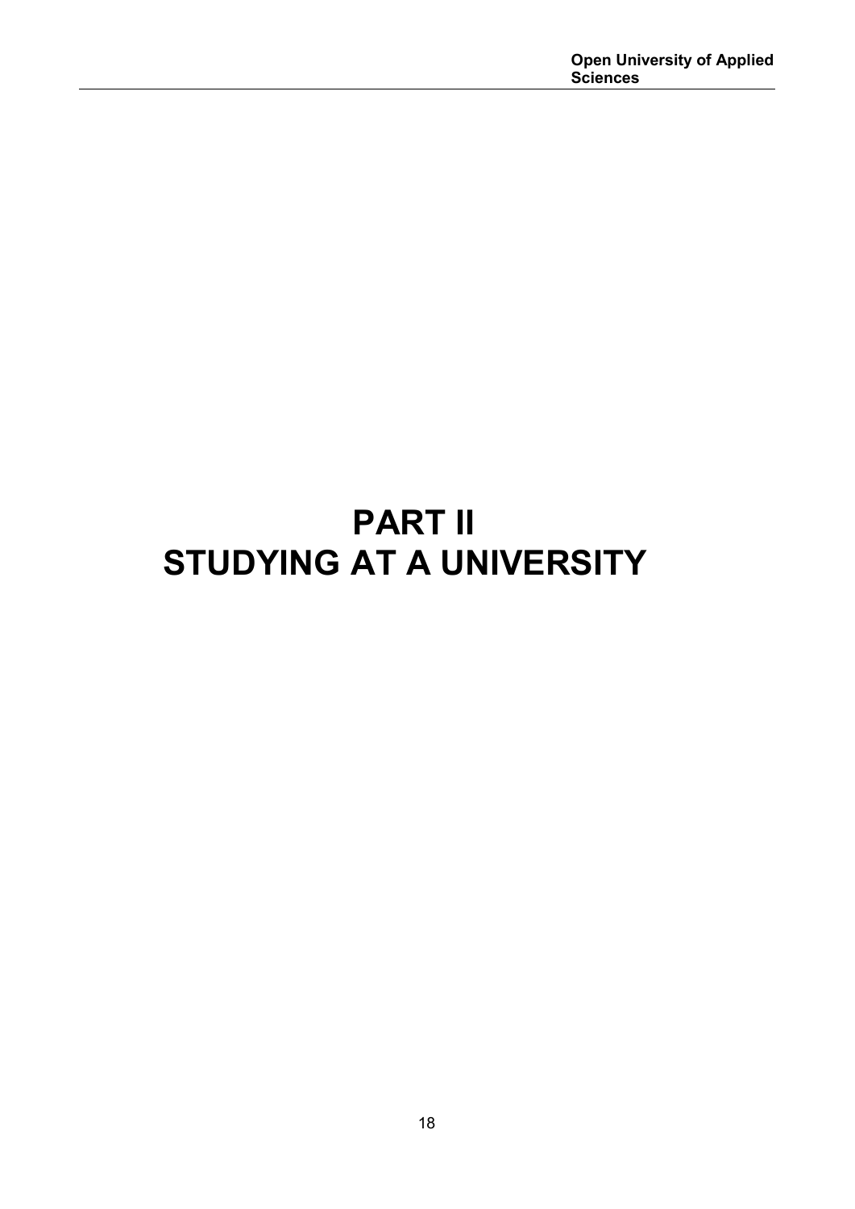# PART II
# STUDYING AT A UNIVERSITY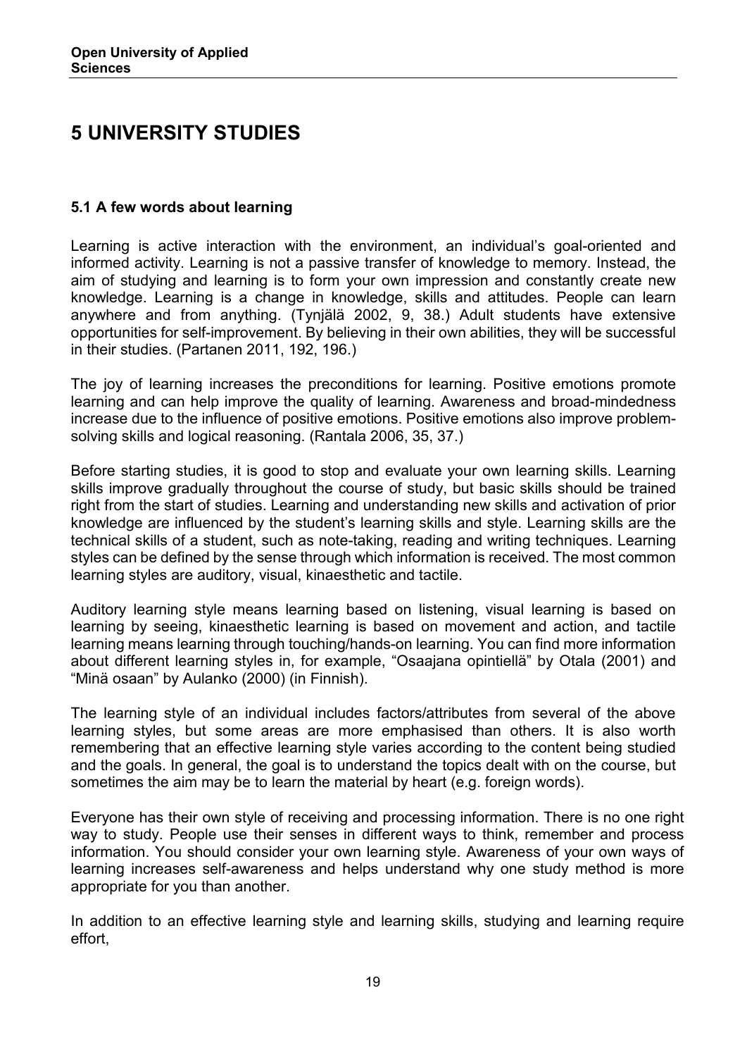# 5 UNIVERSITY STUDIES

### 5.1 A few words about learning

Learning is active interaction with the environment, an individual's goal-oriented and informed activity. Learning is not a passive transfer of knowledge to memory. Instead, the aim of studying and learning is to form your own impression and constantly create new knowledge. Learning is a change in knowledge, skills and attitudes. People can learn anywhere and from anything. (Tynjälä 2002, 9, 38.) Adult students have extensive opportunities for self-improvement. By believing in their own abilities, they will be successful in their studies. (Partanen 2011, 192, 196.)

The joy of learning increases the preconditions for learning. Positive emotions promote learning and can help improve the quality of learning. Awareness and broad-mindedness increase due to the influence of positive emotions. Positive emotions also improve problem-solving skills and logical reasoning. (Rantala 2006, 35, 37.)

Before starting studies, it is good to stop and evaluate your own learning skills. Learning skills improve gradually throughout the course of study, but basic skills should be trained right from the start of studies. Learning and understanding new skills and activation of prior knowledge are influenced by the student's learning skills and style. Learning skills are the technical skills of a student, such as note-taking, reading and writing techniques. Learning styles can be defined by the sense through which information is received. The most common learning styles are auditory, visual, kinaesthetic and tactile.

Auditory learning style means learning based on listening, visual learning is based on learning by seeing, kinaesthetic learning is based on movement and action, and tactile learning means learning through touching/hands-on learning. You can find more information about different learning styles in, for example, "Osaajana opintiellä" by Otala (2001) and "Minä osaan" by Aulanko (2000) (in Finnish).

The learning style of an individual includes factors/attributes from several of the above learning styles, but some areas are more emphasised than others. It is also worth remembering that an effective learning style varies according to the content being studied and the goals. In general, the goal is to understand the topics dealt with on the course, but sometimes the aim may be to learn the material by heart (e.g. foreign words).

Everyone has their own style of receiving and processing information. There is no one right way to study. People use their senses in different ways to think, remember and process information. You should consider your own learning style. Awareness of your own ways of learning increases self-awareness and helps understand why one study method is more appropriate for you than another.

In addition to an effective learning style and learning skills, studying and learning require effort,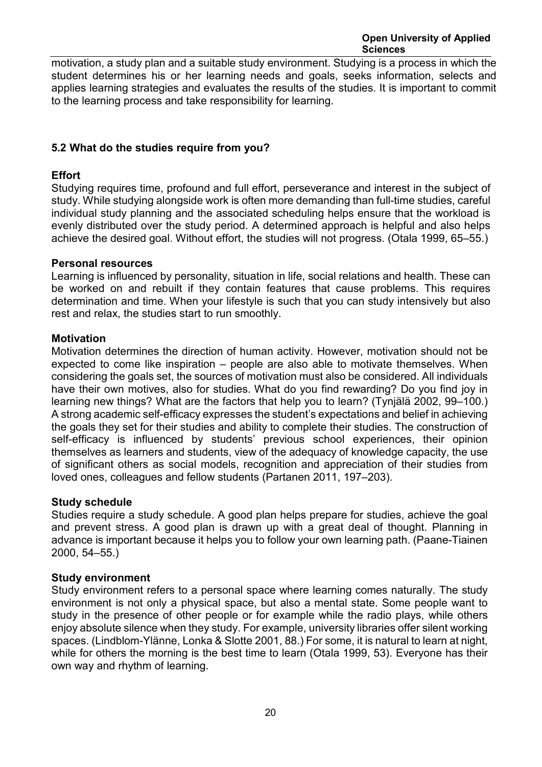motivation, a study plan and a suitable study environment. Studying is a process in which the student determines his or her learning needs and goals, seeks information, selects and applies learning strategies and evaluates the results of the studies. It is important to commit to the learning process and take responsibility for learning.

### 5.2 What do the studies require from you?

**Effort**

Studying requires time, profound and full effort, perseverance and interest in the subject of study. While studying alongside work is often more demanding than full-time studies, careful individual study planning and the associated scheduling helps ensure that the workload is evenly distributed over the study period. A determined approach is helpful and also helps achieve the desired goal. Without effort, the studies will not progress. (Otala 1999, 65–55.)

**Personal resources**

Learning is influenced by personality, situation in life, social relations and health. These can be worked on and rebuilt if they contain features that cause problems. This requires determination and time. When your lifestyle is such that you can study intensively but also rest and relax, the studies start to run smoothly.

**Motivation**

Motivation determines the direction of human activity. However, motivation should not be expected to come like inspiration – people are also able to motivate themselves. When considering the goals set, the sources of motivation must also be considered. All individuals have their own motives, also for studies. What do you find rewarding? Do you find joy in learning new things? What are the factors that help you to learn? (Tynjälä 2002, 99–100.) A strong academic self-efficacy expresses the student's expectations and belief in achieving the goals they set for their studies and ability to complete their studies. The construction of self-efficacy is influenced by students' previous school experiences, their opinion themselves as learners and students, view of the adequacy of knowledge capacity, the use of significant others as social models, recognition and appreciation of their studies from loved ones, colleagues and fellow students (Partanen 2011, 197–203).

**Study schedule**

Studies require a study schedule. A good plan helps prepare for studies, achieve the goal and prevent stress. A good plan is drawn up with a great deal of thought. Planning in advance is important because it helps you to follow your own learning path. (Paane-Tiainen 2000, 54–55.)

**Study environment**

Study environment refers to a personal space where learning comes naturally. The study environment is not only a physical space, but also a mental state. Some people want to study in the presence of other people or for example while the radio plays, while others enjoy absolute silence when they study. For example, university libraries offer silent working spaces. (Lindblom-Ylänne, Lonka & Slotte 2001, 88.) For some, it is natural to learn at night, while for others the morning is the best time to learn (Otala 1999, 53). Everyone has their own way and rhythm of learning.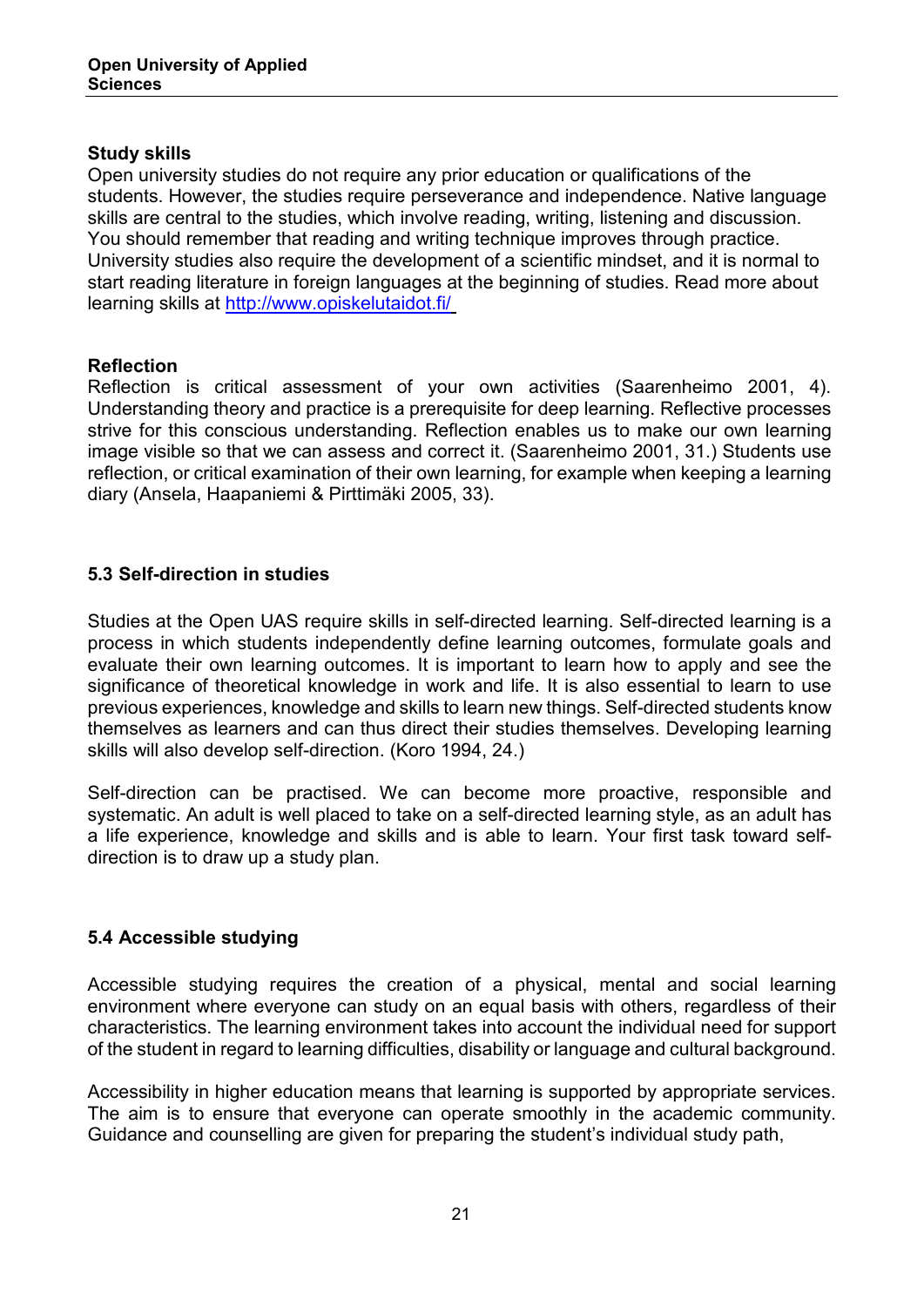### Study skills

Open university studies do not require any prior education or qualifications of the students. However, the studies require perseverance and independence. Native language skills are central to the studies, which involve reading, writing, listening and discussion. You should remember that reading and writing technique improves through practice. University studies also require the development of a scientific mindset, and it is normal to start reading literature in foreign languages at the beginning of studies. Read more about learning skills at [http://www.opiskelutaidot.fi/](http://www.opiskelutaidot.fi/)

### Reflection

Reflection is critical assessment of your own activities (Saarenheimo 2001, 4). Understanding theory and practice is a prerequisite for deep learning. Reflective processes strive for this conscious understanding. Reflection enables us to make our own learning image visible so that we can assess and correct it. (Saarenheimo 2001, 31.) Students use reflection, or critical examination of their own learning, for example when keeping a learning diary (Ansela, Haapaniemi & Pirttimäki 2005, 33).

## 5.3 Self-direction in studies

Studies at the Open UAS require skills in self-directed learning. Self-directed learning is a process in which students independently define learning outcomes, formulate goals and evaluate their own learning outcomes. It is important to learn how to apply and see the significance of theoretical knowledge in work and life. It is also essential to learn to use previous experiences, knowledge and skills to learn new things. Self-directed students know themselves as learners and can thus direct their studies themselves. Developing learning skills will also develop self-direction. (Koro 1994, 24.)

Self-direction can be practised. We can become more proactive, responsible and systematic. An adult is well placed to take on a self-directed learning style, as an adult has a life experience, knowledge and skills and is able to learn. Your first task toward self-direction is to draw up a study plan.

## 5.4 Accessible studying

Accessible studying requires the creation of a physical, mental and social learning environment where everyone can study on an equal basis with others, regardless of their characteristics. The learning environment takes into account the individual need for support of the student in regard to learning difficulties, disability or language and cultural background.

Accessibility in higher education means that learning is supported by appropriate services. The aim is to ensure that everyone can operate smoothly in the academic community. Guidance and counselling are given for preparing the student's individual study path,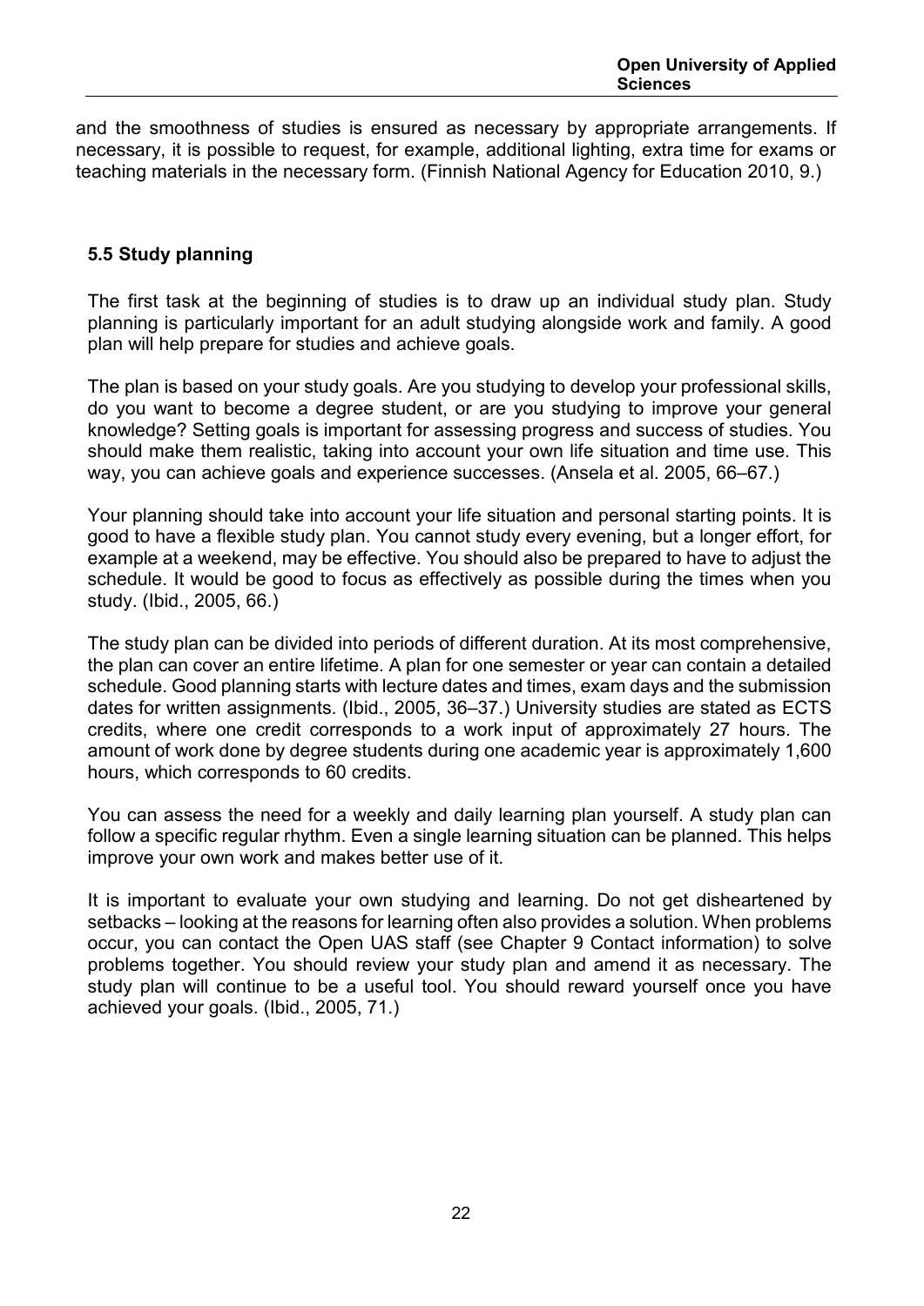and the smoothness of studies is ensured as necessary by appropriate arrangements. If necessary, it is possible to request, for example, additional lighting, extra time for exams or teaching materials in the necessary form. (Finnish National Agency for Education 2010, 9.)

### 5.5 Study planning

The first task at the beginning of studies is to draw up an individual study plan. Study planning is particularly important for an adult studying alongside work and family. A good plan will help prepare for studies and achieve goals.

The plan is based on your study goals. Are you studying to develop your professional skills, do you want to become a degree student, or are you studying to improve your general knowledge? Setting goals is important for assessing progress and success of studies. You should make them realistic, taking into account your own life situation and time use. This way, you can achieve goals and experience successes. (Ansela et al. 2005, 66–67.)

Your planning should take into account your life situation and personal starting points. It is good to have a flexible study plan. You cannot study every evening, but a longer effort, for example at a weekend, may be effective. You should also be prepared to have to adjust the schedule. It would be good to focus as effectively as possible during the times when you study. (Ibid., 2005, 66.)

The study plan can be divided into periods of different duration. At its most comprehensive, the plan can cover an entire lifetime. A plan for one semester or year can contain a detailed schedule. Good planning starts with lecture dates and times, exam days and the submission dates for written assignments. (Ibid., 2005, 36–37.) University studies are stated as ECTS credits, where one credit corresponds to a work input of approximately 27 hours. The amount of work done by degree students during one academic year is approximately 1,600 hours, which corresponds to 60 credits.

You can assess the need for a weekly and daily learning plan yourself. A study plan can follow a specific regular rhythm. Even a single learning situation can be planned. This helps improve your own work and makes better use of it.

It is important to evaluate your own studying and learning. Do not get disheartened by setbacks – looking at the reasons for learning often also provides a solution. When problems occur, you can contact the Open UAS staff (see Chapter 9 Contact information) to solve problems together. You should review your study plan and amend it as necessary. The study plan will continue to be a useful tool. You should reward yourself once you have achieved your goals. (Ibid., 2005, 71.)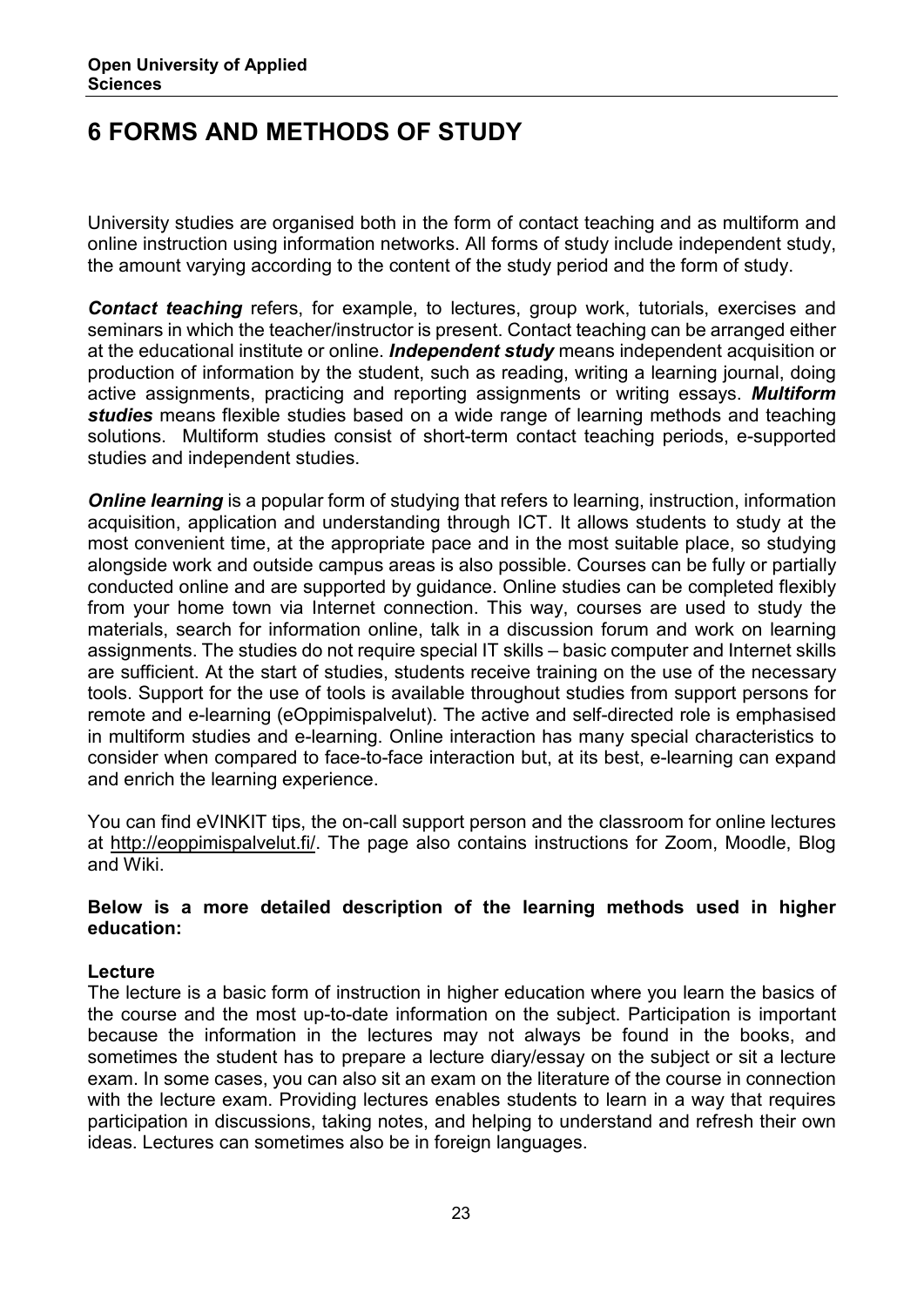# 6 FORMS AND METHODS OF STUDY

University studies are organised both in the form of contact teaching and as multiform and online instruction using information networks. All forms of study include independent study, the amount varying according to the content of the study period and the form of study.

***Contact teaching*** refers, for example, to lectures, group work, tutorials, exercises and seminars in which the teacher/instructor is present. Contact teaching can be arranged either at the educational institute or online. ***Independent study*** means independent acquisition or production of information by the student, such as reading, writing a learning journal, doing active assignments, practicing and reporting assignments or writing essays. ***Multiform studies*** means flexible studies based on a wide range of learning methods and teaching solutions. Multiform studies consist of short-term contact teaching periods, e-supported studies and independent studies.

***Online learning*** is a popular form of studying that refers to learning, instruction, information acquisition, application and understanding through ICT. It allows students to study at the most convenient time, at the appropriate pace and in the most suitable place, so studying alongside work and outside campus areas is also possible. Courses can be fully or partially conducted online and are supported by guidance. Online studies can be completed flexibly from your home town via Internet connection. This way, courses are used to study the materials, search for information online, talk in a discussion forum and work on learning assignments. The studies do not require special IT skills – basic computer and Internet skills are sufficient. At the start of studies, students receive training on the use of the necessary tools. Support for the use of tools is available throughout studies from support persons for remote and e-learning (eOppimispalvelut). The active and self-directed role is emphasised in multiform studies and e-learning. Online interaction has many special characteristics to consider when compared to face-to-face interaction but, at its best, e-learning can expand and enrich the learning experience.

You can find eVINKIT tips, the on-call support person and the classroom for online lectures at http://eoppimispalvelut.fi/. The page also contains instructions for Zoom, Moodle, Blog and Wiki.

**Below is a more detailed description of the learning methods used in higher education:**

**Lecture**

The lecture is a basic form of instruction in higher education where you learn the basics of the course and the most up-to-date information on the subject. Participation is important because the information in the lectures may not always be found in the books, and sometimes the student has to prepare a lecture diary/essay on the subject or sit a lecture exam. In some cases, you can also sit an exam on the literature of the course in connection with the lecture exam. Providing lectures enables students to learn in a way that requires participation in discussions, taking notes, and helping to understand and refresh their own ideas. Lectures can sometimes also be in foreign languages.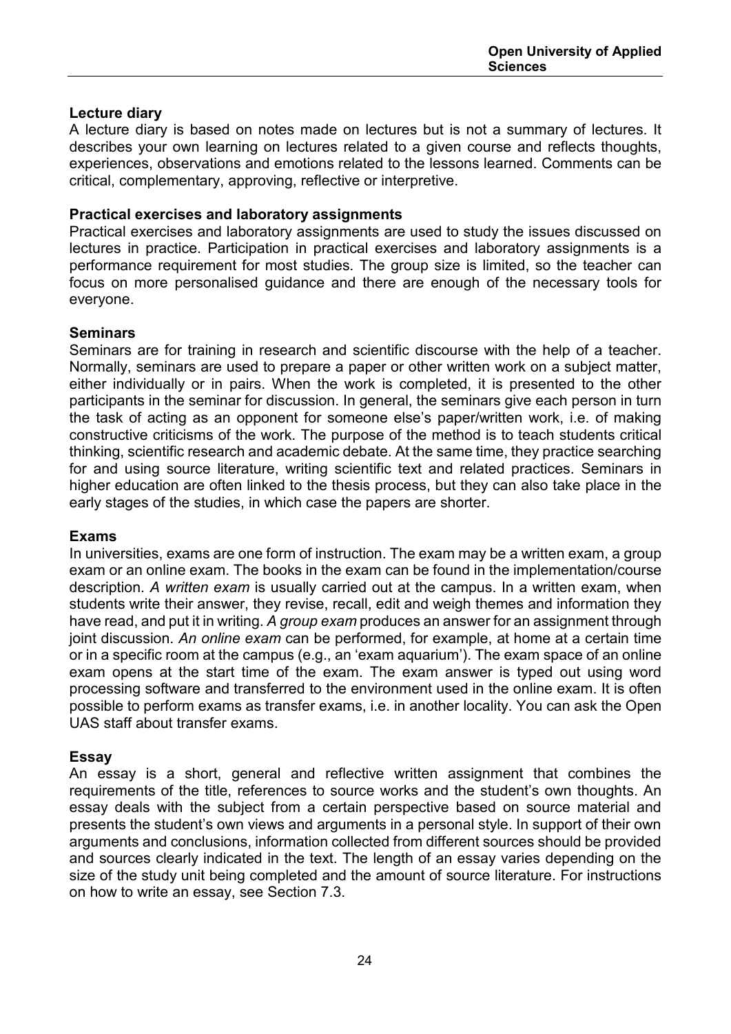### Lecture diary

A lecture diary is based on notes made on lectures but is not a summary of lectures. It describes your own learning on lectures related to a given course and reflects thoughts, experiences, observations and emotions related to the lessons learned. Comments can be critical, complementary, approving, reflective or interpretive.

### Practical exercises and laboratory assignments

Practical exercises and laboratory assignments are used to study the issues discussed on lectures in practice. Participation in practical exercises and laboratory assignments is a performance requirement for most studies. The group size is limited, so the teacher can focus on more personalised guidance and there are enough of the necessary tools for everyone.

### Seminars

Seminars are for training in research and scientific discourse with the help of a teacher. Normally, seminars are used to prepare a paper or other written work on a subject matter, either individually or in pairs. When the work is completed, it is presented to the other participants in the seminar for discussion. In general, the seminars give each person in turn the task of acting as an opponent for someone else's paper/written work, i.e. of making constructive criticisms of the work. The purpose of the method is to teach students critical thinking, scientific research and academic debate. At the same time, they practice searching for and using source literature, writing scientific text and related practices. Seminars in higher education are often linked to the thesis process, but they can also take place in the early stages of the studies, in which case the papers are shorter.

### Exams

In universities, exams are one form of instruction. The exam may be a written exam, a group exam or an online exam. The books in the exam can be found in the implementation/course description. *A written exam* is usually carried out at the campus. In a written exam, when students write their answer, they revise, recall, edit and weigh themes and information they have read, and put it in writing. *A group exam* produces an answer for an assignment through joint discussion. *An online exam* can be performed, for example, at home at a certain time or in a specific room at the campus (e.g., an 'exam aquarium'). The exam space of an online exam opens at the start time of the exam. The exam answer is typed out using word processing software and transferred to the environment used in the online exam. It is often possible to perform exams as transfer exams, i.e. in another locality. You can ask the Open UAS staff about transfer exams.

### Essay

An essay is a short, general and reflective written assignment that combines the requirements of the title, references to source works and the student's own thoughts. An essay deals with the subject from a certain perspective based on source material and presents the student's own views and arguments in a personal style. In support of their own arguments and conclusions, information collected from different sources should be provided and sources clearly indicated in the text. The length of an essay varies depending on the size of the study unit being completed and the amount of source literature. For instructions on how to write an essay, see Section 7.3.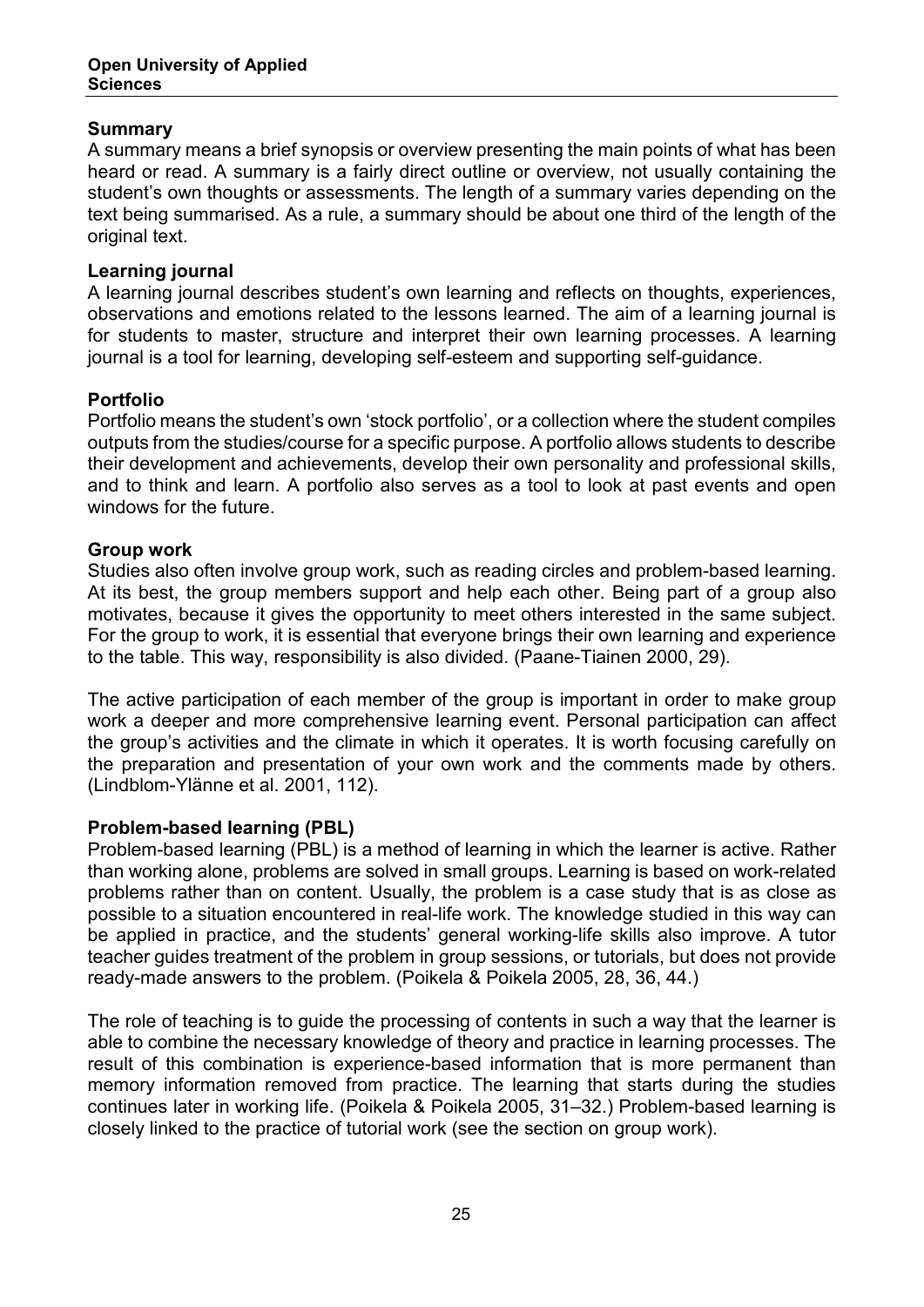### Summary

A summary means a brief synopsis or overview presenting the main points of what has been heard or read. A summary is a fairly direct outline or overview, not usually containing the student's own thoughts or assessments. The length of a summary varies depending on the text being summarised. As a rule, a summary should be about one third of the length of the original text.

### Learning journal

A learning journal describes student's own learning and reflects on thoughts, experiences, observations and emotions related to the lessons learned. The aim of a learning journal is for students to master, structure and interpret their own learning processes. A learning journal is a tool for learning, developing self-esteem and supporting self-guidance.

### Portfolio

Portfolio means the student's own 'stock portfolio', or a collection where the student compiles outputs from the studies/course for a specific purpose. A portfolio allows students to describe their development and achievements, develop their own personality and professional skills, and to think and learn. A portfolio also serves as a tool to look at past events and open windows for the future.

### Group work

Studies also often involve group work, such as reading circles and problem-based learning. At its best, the group members support and help each other. Being part of a group also motivates, because it gives the opportunity to meet others interested in the same subject. For the group to work, it is essential that everyone brings their own learning and experience to the table. This way, responsibility is also divided. (Paane-Tiainen 2000, 29).

The active participation of each member of the group is important in order to make group work a deeper and more comprehensive learning event. Personal participation can affect the group's activities and the climate in which it operates. It is worth focusing carefully on the preparation and presentation of your own work and the comments made by others. (Lindblom-Ylänne et al. 2001, 112).

### Problem-based learning (PBL)

Problem-based learning (PBL) is a method of learning in which the learner is active. Rather than working alone, problems are solved in small groups. Learning is based on work-related problems rather than on content. Usually, the problem is a case study that is as close as possible to a situation encountered in real-life work. The knowledge studied in this way can be applied in practice, and the students' general working-life skills also improve. A tutor teacher guides treatment of the problem in group sessions, or tutorials, but does not provide ready-made answers to the problem. (Poikela & Poikela 2005, 28, 36, 44.)

The role of teaching is to guide the processing of contents in such a way that the learner is able to combine the necessary knowledge of theory and practice in learning processes. The result of this combination is experience-based information that is more permanent than memory information removed from practice. The learning that starts during the studies continues later in working life. (Poikela & Poikela 2005, 31–32.) Problem-based learning is closely linked to the practice of tutorial work (see the section on group work).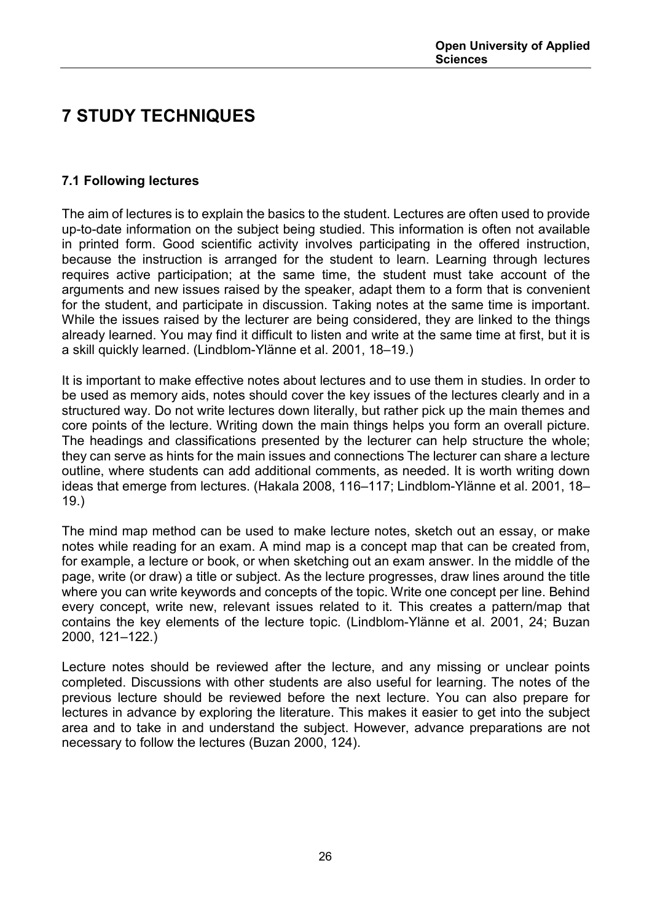# 7 STUDY TECHNIQUES

### 7.1 Following lectures

The aim of lectures is to explain the basics to the student. Lectures are often used to provide up-to-date information on the subject being studied. This information is often not available in printed form. Good scientific activity involves participating in the offered instruction, because the instruction is arranged for the student to learn. Learning through lectures requires active participation; at the same time, the student must take account of the arguments and new issues raised by the speaker, adapt them to a form that is convenient for the student, and participate in discussion. Taking notes at the same time is important. While the issues raised by the lecturer are being considered, they are linked to the things already learned. You may find it difficult to listen and write at the same time at first, but it is a skill quickly learned. (Lindblom-Ylänne et al. 2001, 18–19.)

It is important to make effective notes about lectures and to use them in studies. In order to be used as memory aids, notes should cover the key issues of the lectures clearly and in a structured way. Do not write lectures down literally, but rather pick up the main themes and core points of the lecture. Writing down the main things helps you form an overall picture. The headings and classifications presented by the lecturer can help structure the whole; they can serve as hints for the main issues and connections The lecturer can share a lecture outline, where students can add additional comments, as needed. It is worth writing down ideas that emerge from lectures. (Hakala 2008, 116–117; Lindblom-Ylänne et al. 2001, 18–19.)

The mind map method can be used to make lecture notes, sketch out an essay, or make notes while reading for an exam. A mind map is a concept map that can be created from, for example, a lecture or book, or when sketching out an exam answer. In the middle of the page, write (or draw) a title or subject. As the lecture progresses, draw lines around the title where you can write keywords and concepts of the topic. Write one concept per line. Behind every concept, write new, relevant issues related to it. This creates a pattern/map that contains the key elements of the lecture topic. (Lindblom-Ylänne et al. 2001, 24; Buzan 2000, 121–122.)

Lecture notes should be reviewed after the lecture, and any missing or unclear points completed. Discussions with other students are also useful for learning. The notes of the previous lecture should be reviewed before the next lecture. You can also prepare for lectures in advance by exploring the literature. This makes it easier to get into the subject area and to take in and understand the subject. However, advance preparations are not necessary to follow the lectures (Buzan 2000, 124).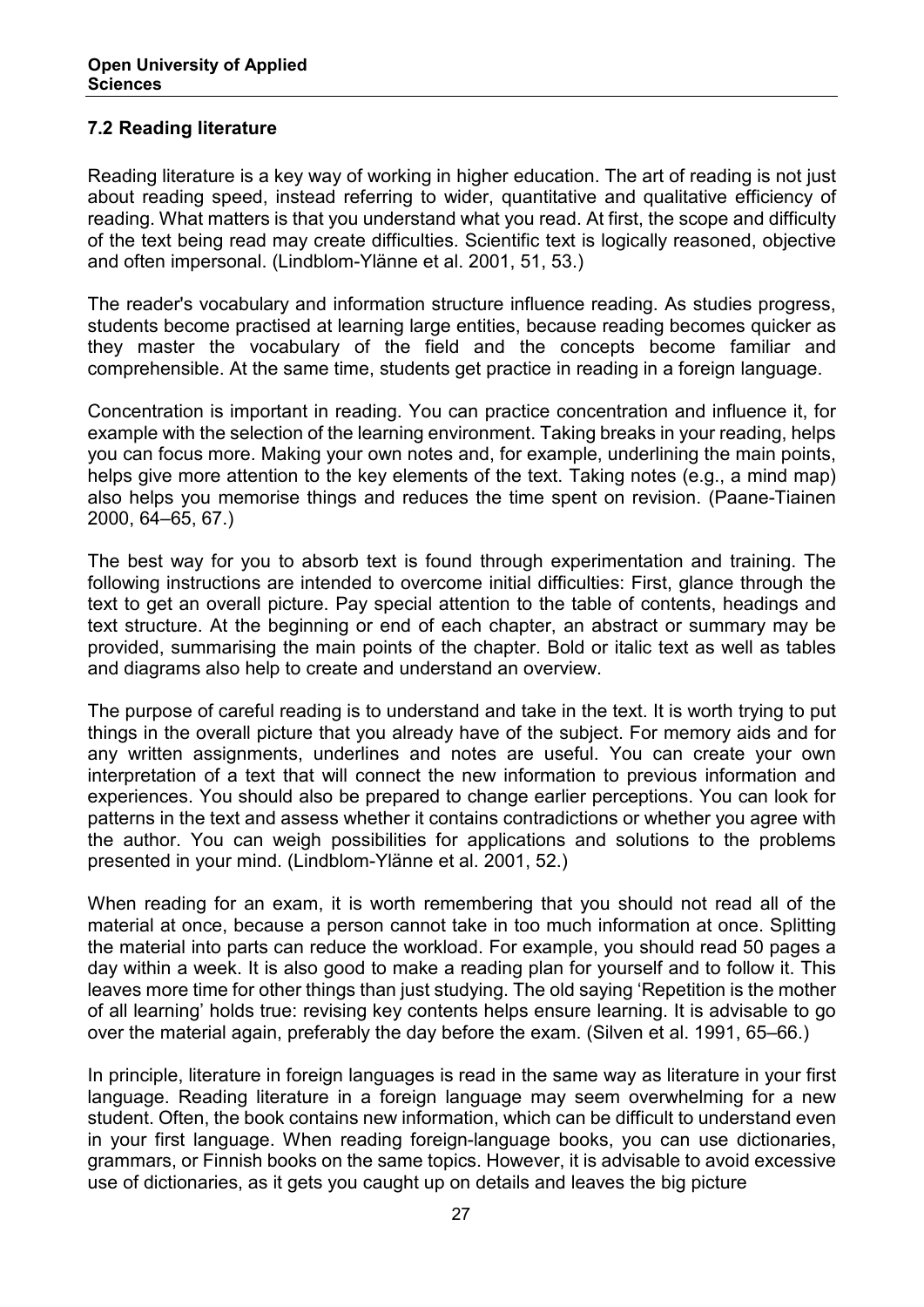## 7.2 Reading literature

Reading literature is a key way of working in higher education. The art of reading is not just about reading speed, instead referring to wider, quantitative and qualitative efficiency of reading. What matters is that you understand what you read. At first, the scope and difficulty of the text being read may create difficulties. Scientific text is logically reasoned, objective and often impersonal. (Lindblom-Ylänne et al. 2001, 51, 53.)

The reader's vocabulary and information structure influence reading. As studies progress, students become practised at learning large entities, because reading becomes quicker as they master the vocabulary of the field and the concepts become familiar and comprehensible. At the same time, students get practice in reading in a foreign language.

Concentration is important in reading. You can practice concentration and influence it, for example with the selection of the learning environment. Taking breaks in your reading, helps you can focus more. Making your own notes and, for example, underlining the main points, helps give more attention to the key elements of the text. Taking notes (e.g., a mind map) also helps you memorise things and reduces the time spent on revision. (Paane-Tiainen 2000, 64–65, 67.)

The best way for you to absorb text is found through experimentation and training. The following instructions are intended to overcome initial difficulties: First, glance through the text to get an overall picture. Pay special attention to the table of contents, headings and text structure. At the beginning or end of each chapter, an abstract or summary may be provided, summarising the main points of the chapter. Bold or italic text as well as tables and diagrams also help to create and understand an overview.

The purpose of careful reading is to understand and take in the text. It is worth trying to put things in the overall picture that you already have of the subject. For memory aids and for any written assignments, underlines and notes are useful. You can create your own interpretation of a text that will connect the new information to previous information and experiences. You should also be prepared to change earlier perceptions. You can look for patterns in the text and assess whether it contains contradictions or whether you agree with the author. You can weigh possibilities for applications and solutions to the problems presented in your mind. (Lindblom-Ylänne et al. 2001, 52.)

When reading for an exam, it is worth remembering that you should not read all of the material at once, because a person cannot take in too much information at once. Splitting the material into parts can reduce the workload. For example, you should read 50 pages a day within a week. It is also good to make a reading plan for yourself and to follow it. This leaves more time for other things than just studying. The old saying 'Repetition is the mother of all learning' holds true: revising key contents helps ensure learning. It is advisable to go over the material again, preferably the day before the exam. (Silven et al. 1991, 65–66.)

In principle, literature in foreign languages is read in the same way as literature in your first language. Reading literature in a foreign language may seem overwhelming for a new student. Often, the book contains new information, which can be difficult to understand even in your first language. When reading foreign-language books, you can use dictionaries, grammars, or Finnish books on the same topics. However, it is advisable to avoid excessive use of dictionaries, as it gets you caught up on details and leaves the big picture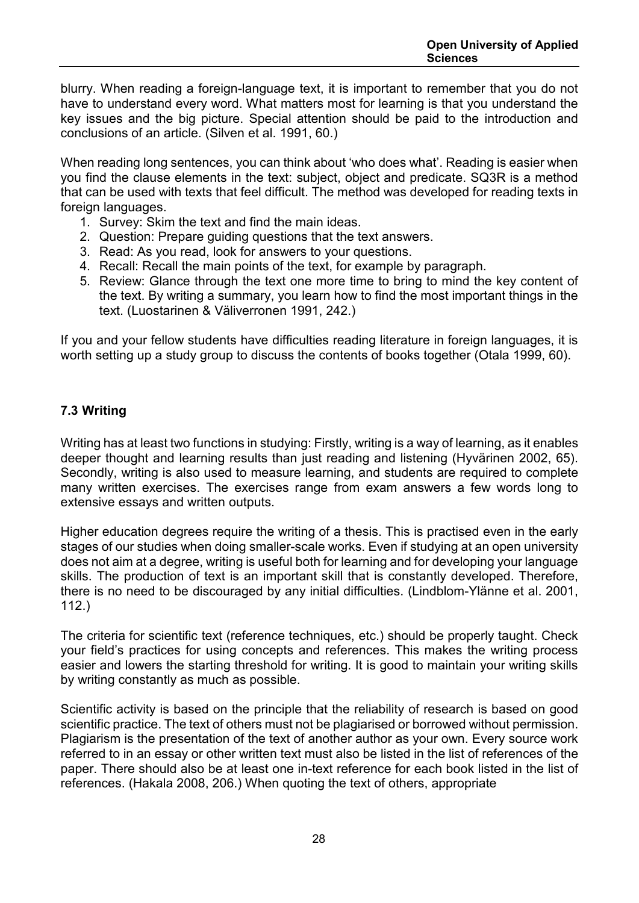blurry. When reading a foreign-language text, it is important to remember that you do not have to understand every word. What matters most for learning is that you understand the key issues and the big picture. Special attention should be paid to the introduction and conclusions of an article. (Silven et al. 1991, 60.)

When reading long sentences, you can think about 'who does what'. Reading is easier when you find the clause elements in the text: subject, object and predicate. SQ3R is a method that can be used with texts that feel difficult. The method was developed for reading texts in foreign languages.

1. Survey: Skim the text and find the main ideas.
2. Question: Prepare guiding questions that the text answers.
3. Read: As you read, look for answers to your questions.
4. Recall: Recall the main points of the text, for example by paragraph.
5. Review: Glance through the text one more time to bring to mind the key content of the text. By writing a summary, you learn how to find the most important things in the text. (Luostarinen & Väliverronen 1991, 242.)

If you and your fellow students have difficulties reading literature in foreign languages, it is worth setting up a study group to discuss the contents of books together (Otala 1999, 60).

### 7.3 Writing

Writing has at least two functions in studying: Firstly, writing is a way of learning, as it enables deeper thought and learning results than just reading and listening (Hyvärinen 2002, 65). Secondly, writing is also used to measure learning, and students are required to complete many written exercises. The exercises range from exam answers a few words long to extensive essays and written outputs.

Higher education degrees require the writing of a thesis. This is practised even in the early stages of our studies when doing smaller-scale works. Even if studying at an open university does not aim at a degree, writing is useful both for learning and for developing your language skills. The production of text is an important skill that is constantly developed. Therefore, there is no need to be discouraged by any initial difficulties. (Lindblom-Ylänne et al. 2001, 112.)

The criteria for scientific text (reference techniques, etc.) should be properly taught. Check your field's practices for using concepts and references. This makes the writing process easier and lowers the starting threshold for writing. It is good to maintain your writing skills by writing constantly as much as possible.

Scientific activity is based on the principle that the reliability of research is based on good scientific practice. The text of others must not be plagiarised or borrowed without permission. Plagiarism is the presentation of the text of another author as your own. Every source work referred to in an essay or other written text must also be listed in the list of references of the paper. There should also be at least one in-text reference for each book listed in the list of references. (Hakala 2008, 206.) When quoting the text of others, appropriate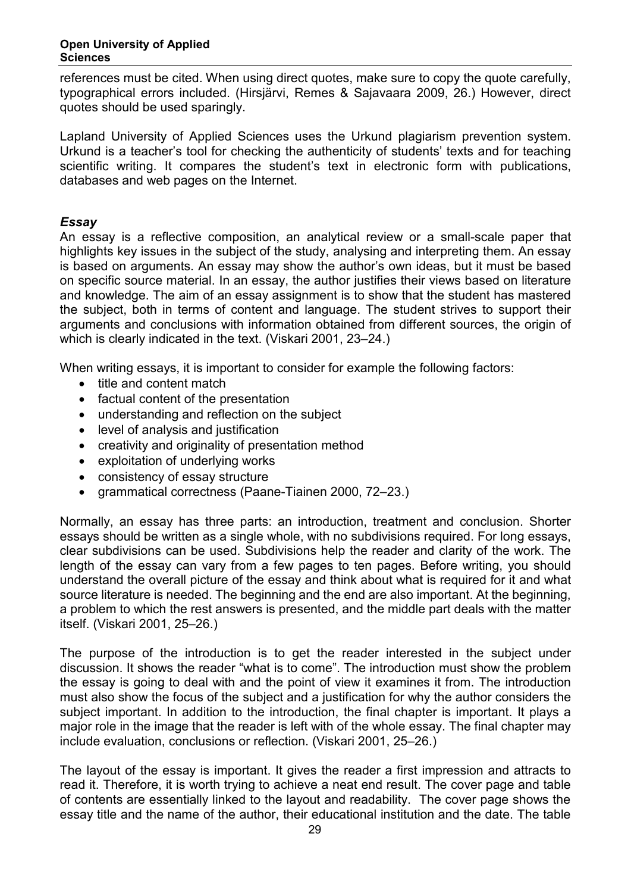references must be cited. When using direct quotes, make sure to copy the quote carefully, typographical errors included. (Hirsjärvi, Remes & Sajavaara 2009, 26.) However, direct quotes should be used sparingly.

Lapland University of Applied Sciences uses the Urkund plagiarism prevention system. Urkund is a teacher's tool for checking the authenticity of students' texts and for teaching scientific writing. It compares the student's text in electronic form with publications, databases and web pages on the Internet.

### *Essay*

An essay is a reflective composition, an analytical review or a small-scale paper that highlights key issues in the subject of the study, analysing and interpreting them. An essay is based on arguments. An essay may show the author's own ideas, but it must be based on specific source material. In an essay, the author justifies their views based on literature and knowledge. The aim of an essay assignment is to show that the student has mastered the subject, both in terms of content and language. The student strives to support their arguments and conclusions with information obtained from different sources, the origin of which is clearly indicated in the text. (Viskari 2001, 23–24.)

When writing essays, it is important to consider for example the following factors:

- title and content match
- factual content of the presentation
- understanding and reflection on the subject
- level of analysis and justification
- creativity and originality of presentation method
- exploitation of underlying works
- consistency of essay structure
- grammatical correctness (Paane-Tiainen 2000, 72–23.)

Normally, an essay has three parts: an introduction, treatment and conclusion. Shorter essays should be written as a single whole, with no subdivisions required. For long essays, clear subdivisions can be used. Subdivisions help the reader and clarity of the work. The length of the essay can vary from a few pages to ten pages. Before writing, you should understand the overall picture of the essay and think about what is required for it and what source literature is needed. The beginning and the end are also important. At the beginning, a problem to which the rest answers is presented, and the middle part deals with the matter itself. (Viskari 2001, 25–26.)

The purpose of the introduction is to get the reader interested in the subject under discussion. It shows the reader "what is to come". The introduction must show the problem the essay is going to deal with and the point of view it examines it from. The introduction must also show the focus of the subject and a justification for why the author considers the subject important. In addition to the introduction, the final chapter is important. It plays a major role in the image that the reader is left with of the whole essay. The final chapter may include evaluation, conclusions or reflection. (Viskari 2001, 25–26.)

The layout of the essay is important. It gives the reader a first impression and attracts to read it. Therefore, it is worth trying to achieve a neat end result. The cover page and table of contents are essentially linked to the layout and readability. The cover page shows the essay title and the name of the author, their educational institution and the date. The table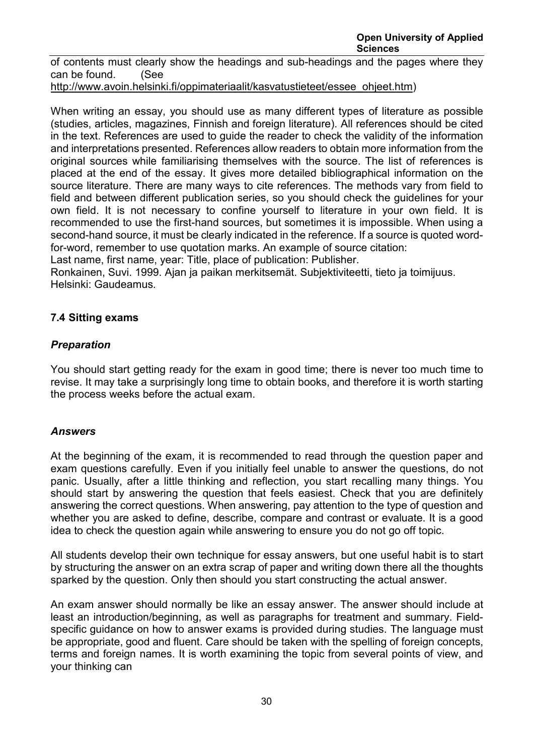of contents must clearly show the headings and sub-headings and the pages where they can be found. (See http://www.avoin.helsinki.fi/oppimateriaalit/kasvatustieteet/essee_ohjeet.htm)

When writing an essay, you should use as many different types of literature as possible (studies, articles, magazines, Finnish and foreign literature). All references should be cited in the text. References are used to guide the reader to check the validity of the information and interpretations presented. References allow readers to obtain more information from the original sources while familiarising themselves with the source. The list of references is placed at the end of the essay. It gives more detailed bibliographical information on the source literature. There are many ways to cite references. The methods vary from field to field and between different publication series, so you should check the guidelines for your own field. It is not necessary to confine yourself to literature in your own field. It is recommended to use the first-hand sources, but sometimes it is impossible. When using a second-hand source, it must be clearly indicated in the reference. If a source is quoted word-for-word, remember to use quotation marks. An example of source citation:
Last name, first name, year: Title, place of publication: Publisher.
Ronkainen, Suvi. 1999. Ajan ja paikan merkitsemät. Subjektiviteetti, tieto ja toimijuus. Helsinki: Gaudeamus.

### 7.4 Sitting exams

#### *Preparation*

You should start getting ready for the exam in good time; there is never too much time to revise. It may take a surprisingly long time to obtain books, and therefore it is worth starting the process weeks before the actual exam.

#### *Answers*

At the beginning of the exam, it is recommended to read through the question paper and exam questions carefully. Even if you initially feel unable to answer the questions, do not panic. Usually, after a little thinking and reflection, you start recalling many things. You should start by answering the question that feels easiest. Check that you are definitely answering the correct questions. When answering, pay attention to the type of question and whether you are asked to define, describe, compare and contrast or evaluate. It is a good idea to check the question again while answering to ensure you do not go off topic.

All students develop their own technique for essay answers, but one useful habit is to start by structuring the answer on an extra scrap of paper and writing down there all the thoughts sparked by the question. Only then should you start constructing the actual answer.

An exam answer should normally be like an essay answer. The answer should include at least an introduction/beginning, as well as paragraphs for treatment and summary. Field-specific guidance on how to answer exams is provided during studies. The language must be appropriate, good and fluent. Care should be taken with the spelling of foreign concepts, terms and foreign names. It is worth examining the topic from several points of view, and your thinking can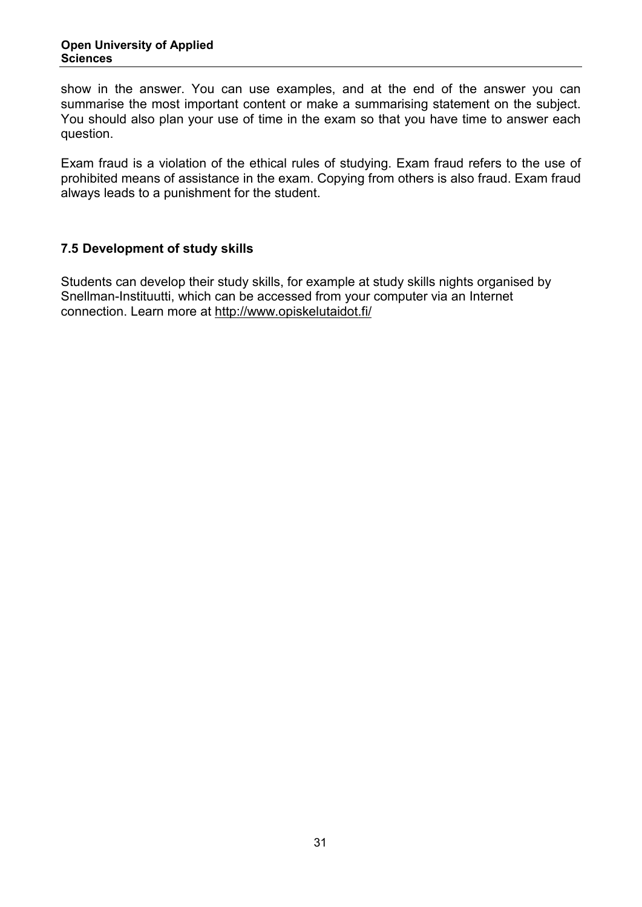show in the answer. You can use examples, and at the end of the answer you can summarise the most important content or make a summarising statement on the subject. You should also plan your use of time in the exam so that you have time to answer each question.

Exam fraud is a violation of the ethical rules of studying. Exam fraud refers to the use of prohibited means of assistance in the exam. Copying from others is also fraud. Exam fraud always leads to a punishment for the student.

### 7.5 Development of study skills

Students can develop their study skills, for example at study skills nights organised by Snellman-Instituutti, which can be accessed from your computer via an Internet connection. Learn more at http://www.opiskelutaidot.fi/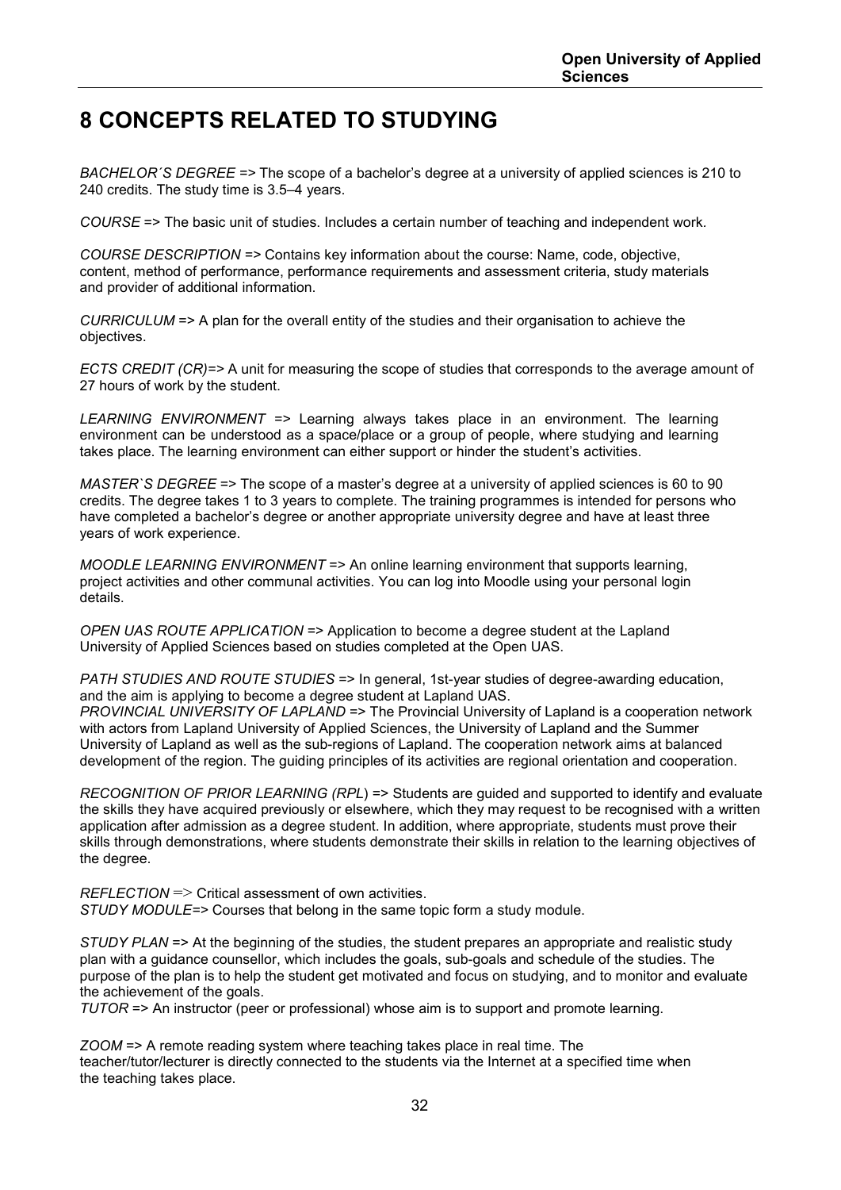# 8 CONCEPTS RELATED TO STUDYING

*BACHELOR´S DEGREE* => The scope of a bachelor's degree at a university of applied sciences is 210 to 240 credits. The study time is 3.5–4 years.

*COURSE* => The basic unit of studies. Includes a certain number of teaching and independent work.

*COURSE DESCRIPTION* => Contains key information about the course: Name, code, objective, content, method of performance, performance requirements and assessment criteria, study materials and provider of additional information.

*CURRICULUM* => A plan for the overall entity of the studies and their organisation to achieve the objectives.

*ECTS CREDIT (CR)*=> A unit for measuring the scope of studies that corresponds to the average amount of 27 hours of work by the student.

*LEARNING ENVIRONMENT* => Learning always takes place in an environment. The learning environment can be understood as a space/place or a group of people, where studying and learning takes place. The learning environment can either support or hinder the student's activities.

*MASTER`S DEGREE* => The scope of a master's degree at a university of applied sciences is 60 to 90 credits. The degree takes 1 to 3 years to complete. The training programmes is intended for persons who have completed a bachelor's degree or another appropriate university degree and have at least three years of work experience.

*MOODLE LEARNING ENVIRONMENT* => An online learning environment that supports learning, project activities and other communal activities. You can log into Moodle using your personal login details.

*OPEN UAS ROUTE APPLICATION* => Application to become a degree student at the Lapland University of Applied Sciences based on studies completed at the Open UAS.

*PATH STUDIES AND ROUTE STUDIES* => In general, 1st-year studies of degree-awarding education, and the aim is applying to become a degree student at Lapland UAS.
*PROVINCIAL UNIVERSITY OF LAPLAND* => The Provincial University of Lapland is a cooperation network with actors from Lapland University of Applied Sciences, the University of Lapland and the Summer University of Lapland as well as the sub-regions of Lapland. The cooperation network aims at balanced development of the region. The guiding principles of its activities are regional orientation and cooperation.

*RECOGNITION OF PRIOR LEARNING (RPL*) => Students are guided and supported to identify and evaluate the skills they have acquired previously or elsewhere, which they may request to be recognised with a written application after admission as a degree student. In addition, where appropriate, students must prove their skills through demonstrations, where students demonstrate their skills in relation to the learning objectives of the degree.

*REFLECTION* => Critical assessment of own activities.
*STUDY MODULE*=> Courses that belong in the same topic form a study module.

*STUDY PLAN* => At the beginning of the studies, the student prepares an appropriate and realistic study plan with a guidance counsellor, which includes the goals, sub-goals and schedule of the studies. The purpose of the plan is to help the student get motivated and focus on studying, and to monitor and evaluate the achievement of the goals.
*TUTOR* => An instructor (peer or professional) whose aim is to support and promote learning.

*ZOOM* => A remote reading system where teaching takes place in real time. The teacher/tutor/lecturer is directly connected to the students via the Internet at a specified time when the teaching takes place.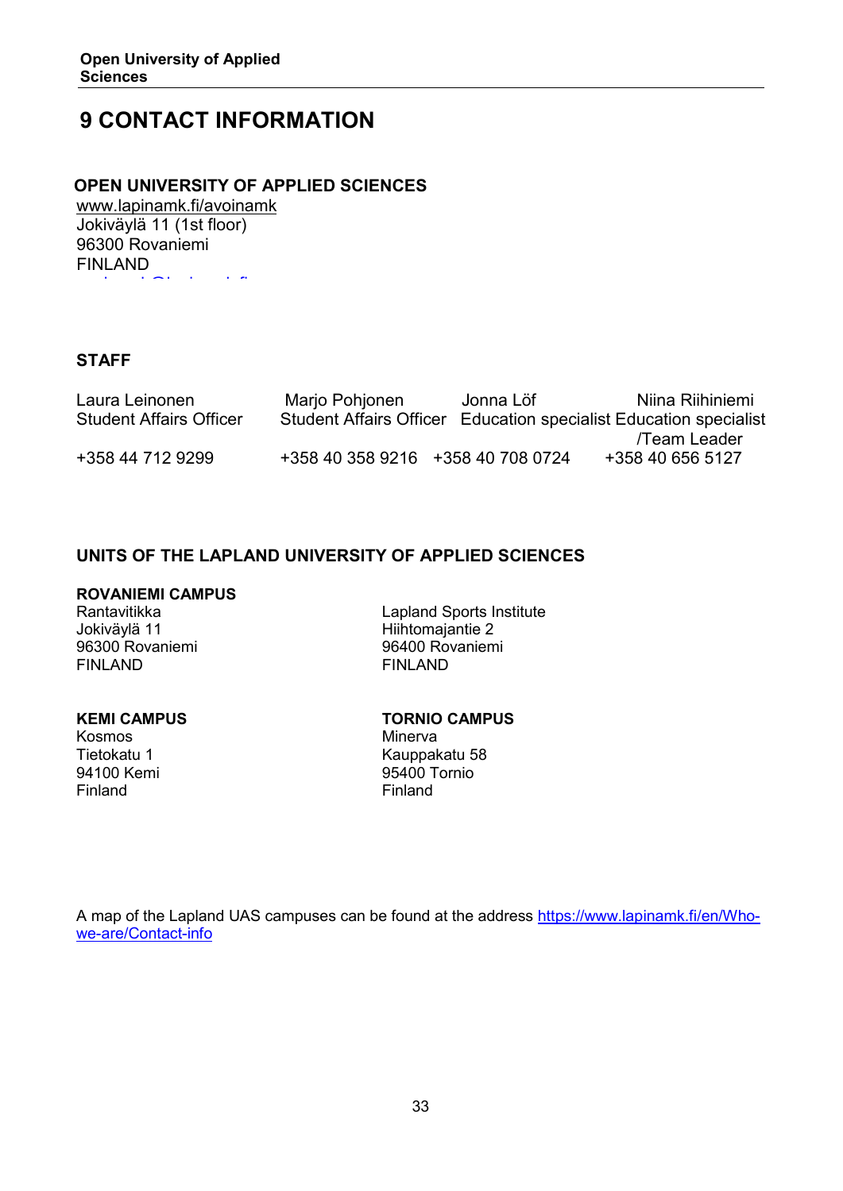# 9 CONTACT INFORMATION

**OPEN UNIVERSITY OF APPLIED SCIENCES**
www.lapinamk.fi/avoinamk
Jokiväylä 11 (1st floor)
96300 Rovaniemi
FINLAND

**STAFF**

| Laura Leinonen | Marjo Pohjonen | Jonna Löf | Niina Riihiniemi |
|---|---|---|---|
| Student Affairs Officer | Student Affairs Officer | Education specialist | Education specialist /Team Leader |
| +358 44 712 9299 | +358 40 358 9216 | +358 40 708 0724 | +358 40 656 5127 |

**UNITS OF THE LAPLAND UNIVERSITY OF APPLIED SCIENCES**

**ROVANIEMI CAMPUS**
Rantavitikka
Jokiväylä 11
96300 Rovaniemi
FINLAND

Lapland Sports Institute
Hiihtomajantie 2
96400 Rovaniemi
FINLAND

**KEMI CAMPUS**
Kosmos
Tietokatu 1
94100 Kemi
Finland

**TORNIO CAMPUS**
Minerva
Kauppakatu 58
95400 Tornio
Finland

A map of the Lapland UAS campuses can be found at the address https://www.lapinamk.fi/en/Who-we-are/Contact-info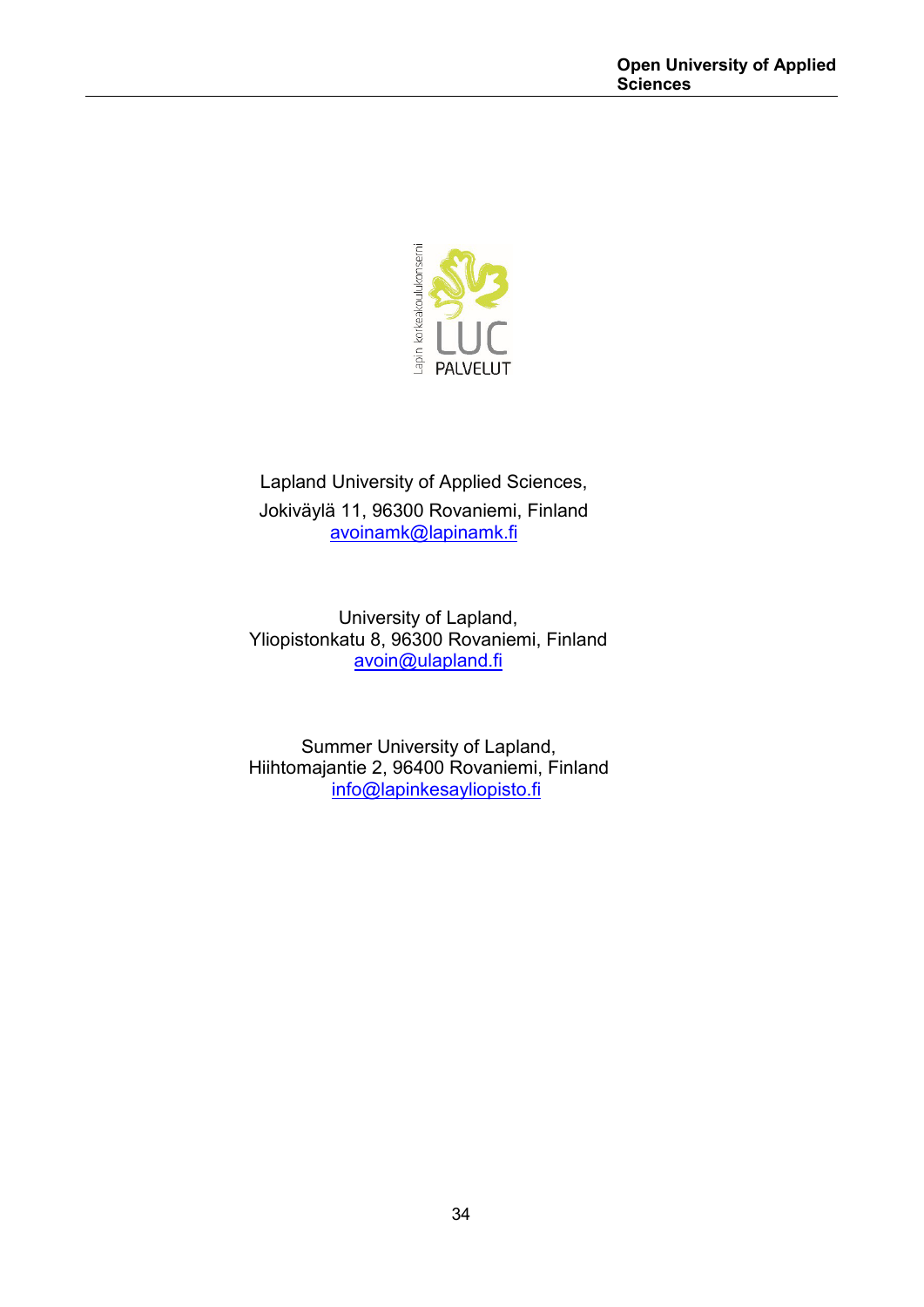Lapland University of Applied Sciences,
Jokiväylä 11, 96300 Rovaniemi, Finland
avoinamk@lapinamk.fi

University of Lapland,
Yliopistonkatu 8, 96300 Rovaniemi, Finland
avoin@ulapland.fi

Summer University of Lapland,
Hiihtomajantie 2, 96400 Rovaniemi, Finland
info@lapinkesayliopisto.fi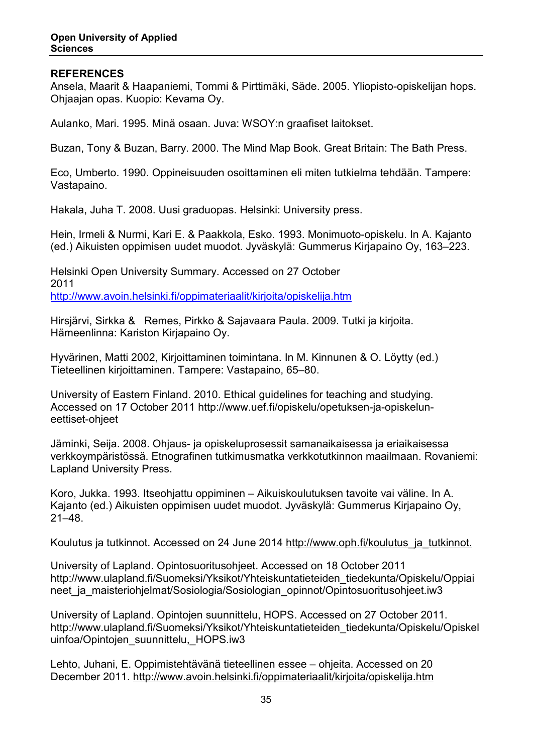## REFERENCES

Ansela, Maarit & Haapaniemi, Tommi & Pirttimäki, Säde. 2005. Yliopisto-opiskelijan hops. Ohjaajan opas. Kuopio: Kevama Oy.

Aulanko, Mari. 1995. Minä osaan. Juva: WSOY:n graafiset laitokset.

Buzan, Tony & Buzan, Barry. 2000. The Mind Map Book. Great Britain: The Bath Press.

Eco, Umberto. 1990. Oppineisuuden osoittaminen eli miten tutkielma tehdään. Tampere: Vastapaino.

Hakala, Juha T. 2008. Uusi graduopas. Helsinki: University press.

Hein, Irmeli & Nurmi, Kari E. & Paakkola, Esko. 1993. Monimuoto-opiskelu. In A. Kajanto (ed.) Aikuisten oppimisen uudet muodot. Jyväskylä: Gummerus Kirjapaino Oy, 163–223.

Helsinki Open University Summary. Accessed on 27 October 2011 http://www.avoin.helsinki.fi/oppimateriaalit/kirjoita/opiskelija.htm

Hirsjärvi, Sirkka & Remes, Pirkko & Sajavaara Paula. 2009. Tutki ja kirjoita. Hämeenlinna: Kariston Kirjapaino Oy.

Hyvärinen, Matti 2002, Kirjoittaminen toimintana. In M. Kinnunen & O. Löytty (ed.) Tieteellinen kirjoittaminen. Tampere: Vastapaino, 65–80.

University of Eastern Finland. 2010. Ethical guidelines for teaching and studying. Accessed on 17 October 2011 http://www.uef.fi/opiskelu/opetuksen-ja-opiskelun-eettiset-ohjeet

Jäminki, Seija. 2008. Ohjaus- ja opiskeluprosessit samanaikaisessa ja eriaikaisessa verkkoympäristössä. Etnografinen tutkimusmatka verkkotutkinnon maailmaan. Rovaniemi: Lapland University Press.

Koro, Jukka. 1993. Itseohjattu oppiminen – Aikuiskoulutuksen tavoite vai väline. In A. Kajanto (ed.) Aikuisten oppimisen uudet muodot. Jyväskylä: Gummerus Kirjapaino Oy, 21–48.

Koulutus ja tutkinnot. Accessed on 24 June 2014 http://www.oph.fi/koulutus_ja_tutkinnot.

University of Lapland. Opintosuoritusohjeet. Accessed on 18 October 2011 http://www.ulapland.fi/Suomeksi/Yksikot/Yhteiskuntatieteiden_tiedekunta/Opiskelu/Oppiaineet_ja_maisteriohjelmat/Sosiologia/Sosiologian_opinnot/Opintosuoritusohjeet.iw3

University of Lapland. Opintojen suunnittelu, HOPS. Accessed on 27 October 2011. http://www.ulapland.fi/Suomeksi/Yksikot/Yhteiskuntatieteiden_tiedekunta/Opiskelu/Opiskeluinfoa/Opintojen_suunnittelu,_HOPS.iw3

Lehto, Juhani, E. Oppimistehtävänä tieteellinen essee – ohjeita. Accessed on 20 December 2011. http://www.avoin.helsinki.fi/oppimateriaalit/kirjoita/opiskelija.htm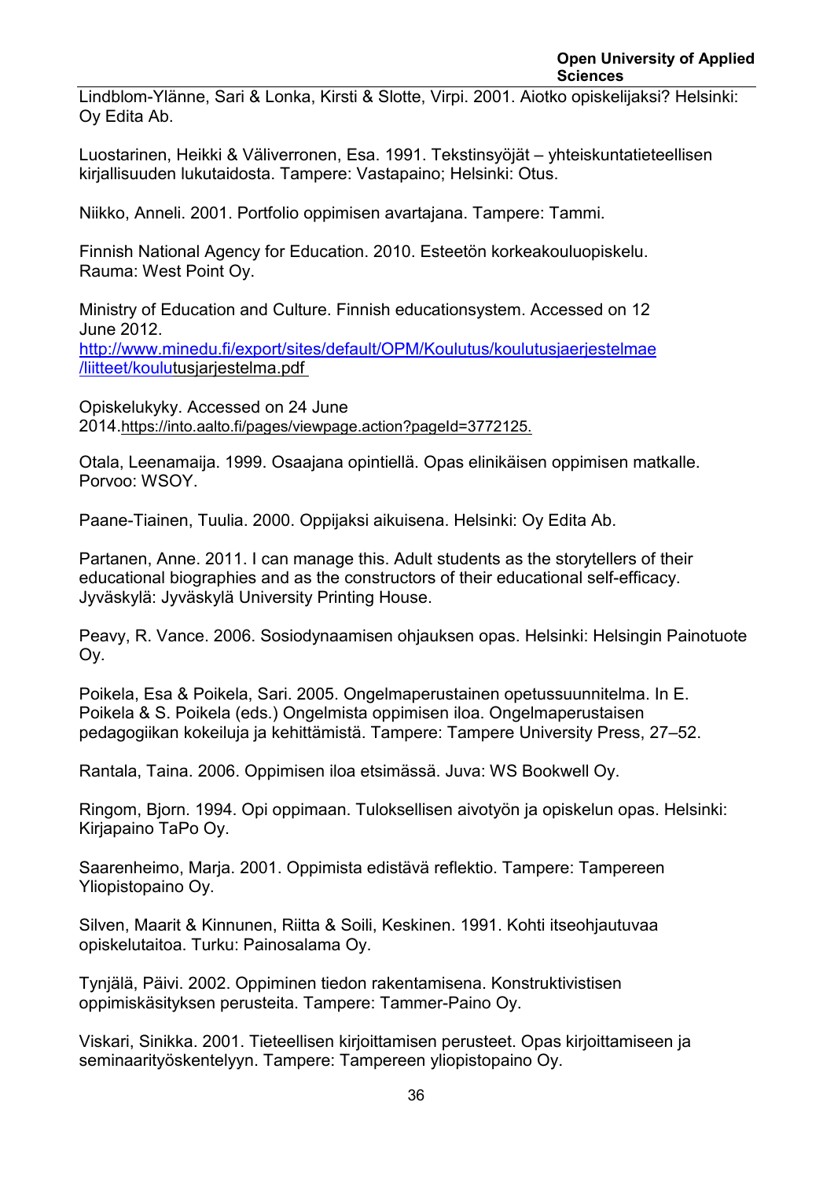Lindblom-Ylänne, Sari & Lonka, Kirsti & Slotte, Virpi. 2001. Aiotko opiskelijaksi? Helsinki: Oy Edita Ab.

Luostarinen, Heikki & Väliverronen, Esa. 1991. Tekstinsyöjät – yhteiskuntatieteellisen kirjallisuuden lukutaidosta. Tampere: Vastapaino; Helsinki: Otus.

Niikko, Anneli. 2001. Portfolio oppimisen avartajana. Tampere: Tammi.

Finnish National Agency for Education. 2010. Esteetön korkeakouluopiskelu. Rauma: West Point Oy.

Ministry of Education and Culture. Finnish educationsystem. Accessed on 12 June 2012. http://www.minedu.fi/export/sites/default/OPM/Koulutus/koulutusjaerjestelmae/liitteet/koulutusjarjestelma.pdf

Opiskelukyky. Accessed on 24 June 2014.https://into.aalto.fi/pages/viewpage.action?pageId=3772125.

Otala, Leenamaija. 1999. Osaajana opintiellä. Opas elinikäisen oppimisen matkalle. Porvoo: WSOY.

Paane-Tiainen, Tuulia. 2000. Oppijaksi aikuisena. Helsinki: Oy Edita Ab.

Partanen, Anne. 2011. I can manage this. Adult students as the storytellers of their educational biographies and as the constructors of their educational self-efficacy. Jyväskylä: Jyväskylä University Printing House.

Peavy, R. Vance. 2006. Sosiodynaamisen ohjauksen opas. Helsinki: Helsingin Painotuote Oy.

Poikela, Esa & Poikela, Sari. 2005. Ongelmaperustainen opetussuunnitelma. In E. Poikela & S. Poikela (eds.) Ongelmista oppimisen iloa. Ongelmaperustaisen pedagogiikan kokeiluja ja kehittämistä. Tampere: Tampere University Press, 27–52.

Rantala, Taina. 2006. Oppimisen iloa etsimässä. Juva: WS Bookwell Oy.

Ringom, Bjorn. 1994. Opi oppimaan. Tuloksellisen aivotyön ja opiskelun opas. Helsinki: Kirjapaino TaPo Oy.

Saarenheimo, Marja. 2001. Oppimista edistävä reflektio. Tampere: Tampereen Yliopistopaino Oy.

Silven, Maarit & Kinnunen, Riitta & Soili, Keskinen. 1991. Kohti itseohjautuvaa opiskelutaitoa. Turku: Painosalama Oy.

Tynjälä, Päivi. 2002. Oppiminen tiedon rakentamisena. Konstruktivistisen oppimiskäsityksen perusteita. Tampere: Tammer-Paino Oy.

Viskari, Sinikka. 2001. Tieteellisen kirjoittamisen perusteet. Opas kirjoittamiseen ja seminaarityöskentelyyn. Tampere: Tampereen yliopistopaino Oy.